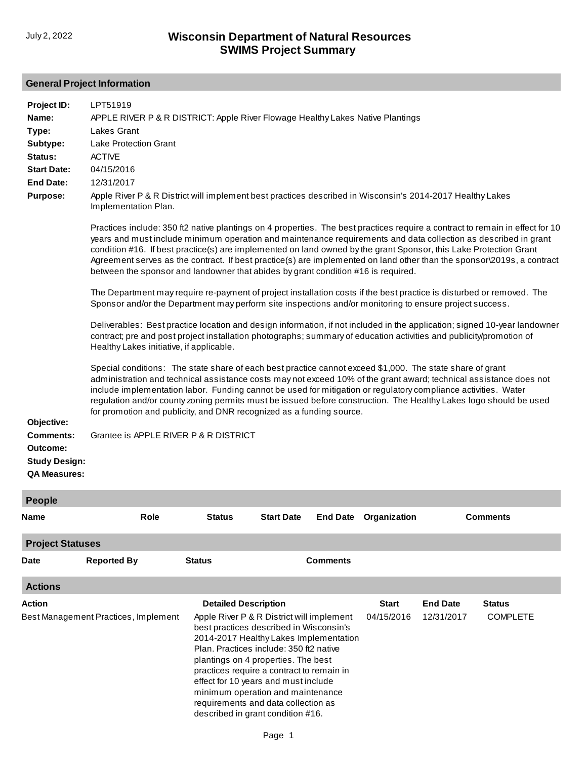# Wisconsin Department of Natural Resources
## SWIMS Project Summary

### General Project Information

**Project ID:** LPT51919

**Name:** APPLE RIVER P & R DISTRICT: Apple River Flowage Healthy Lakes Native Plantings

**Type:** Lakes Grant

**Subtype:** Lake Protection Grant

**Status:** ACTIVE

**Start Date:** 04/15/2016

**End Date:** 12/31/2017

**Purpose:** Apple River P & R District will implement best practices described in Wisconsin's 2014-2017 Healthy Lakes Implementation Plan.

Practices include: 350 ft2 native plantings on 4 properties. The best practices require a contract to remain in effect for 10 years and must include minimum operation and maintenance requirements and data collection as described in grant condition #16. If best practice(s) are implemented on land owned by the grant Sponsor, this Lake Protection Grant Agreement serves as the contract. If best practice(s) are implemented on land other than the sponsor\2019s, a contract between the sponsor and landowner that abides by grant condition #16 is required.

The Department may require re-payment of project installation costs if the best practice is disturbed or removed. The Sponsor and/or the Department may perform site inspections and/or monitoring to ensure project success.

Deliverables: Best practice location and design information, if not included in the application; signed 10-year landowner contract; pre and post project installation photographs; summary of education activities and publicity/promotion of Healthy Lakes initiative, if applicable.

Special conditions: The state share of each best practice cannot exceed $1,000. The state share of grant administration and technical assistance costs may not exceed 10% of the grant award; technical assistance does not include implementation labor. Funding cannot be used for mitigation or regulatory compliance activities. Water regulation and/or county zoning permits must be issued before construction. The Healthy Lakes logo should be used for promotion and publicity, and DNR recognized as a funding source.

**Objective:**

**Comments:** Grantee is APPLE RIVER P & R DISTRICT

**Outcome:**

**Study Design:**

**QA Measures:**

### People

| Name | Role | Status | Start Date | End Date | Organization | Comments |
|---|---|---|---|---|---|---|

### Project Statuses

| Date | Reported By | Status | Comments |
|---|---|---|---|

### Actions

| Action | Detailed Description | Start | End Date | Status |
|---|---|---|---|---|
| Best Management Practices, Implement | Apple River P & R District will implement best practices described in Wisconsin's 2014-2017 Healthy Lakes Implementation Plan. Practices include: 350 ft2 native plantings on 4 properties. The best practices require a contract to remain in effect for 10 years and must include minimum operation and maintenance requirements and data collection as described in grant condition #16. | 04/15/2016 | 12/31/2017 | COMPLETE |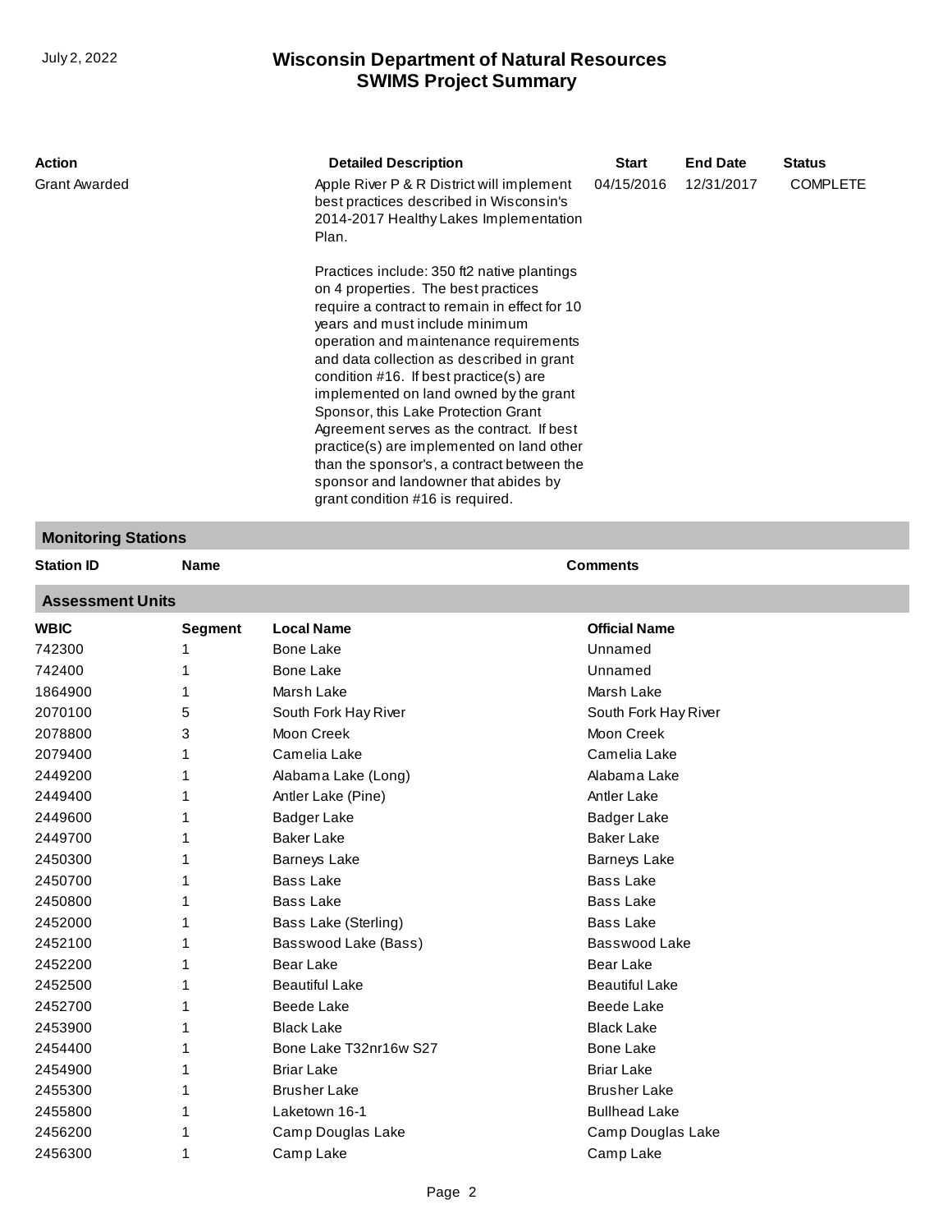| Action | Detailed Description | Start | End Date | Status |
|---|---|---|---|---|
| Grant Awarded | Apple River P & R District will implement best practices described in Wisconsin's 2014-2017 Healthy Lakes Implementation Plan.<br><br>Practices include: 350 ft2 native plantings on 4 properties. The best practices require a contract to remain in effect for 10 years and must include minimum operation and maintenance requirements and data collection as described in grant condition #16. If best practice(s) are implemented on land owned by the grant Sponsor, this Lake Protection Grant Agreement serves as the contract. If best practice(s) are implemented on land other than the sponsor's, a contract between the sponsor and landowner that abides by grant condition #16 is required. | 04/15/2016 | 12/31/2017 | COMPLETE |

## Monitoring Stations

| Station ID | Name | Comments |
|---|---|---|

## Assessment Units

| WBIC | Segment | Local Name | Official Name |
|---|---|---|---|
| 742300 | 1 | Bone Lake | Unnamed |
| 742400 | 1 | Bone Lake | Unnamed |
| 1864900 | 1 | Marsh Lake | Marsh Lake |
| 2070100 | 5 | South Fork Hay River | South Fork Hay River |
| 2078800 | 3 | Moon Creek | Moon Creek |
| 2079400 | 1 | Camelia Lake | Camelia Lake |
| 2449200 | 1 | Alabama Lake (Long) | Alabama Lake |
| 2449400 | 1 | Antler Lake (Pine) | Antler Lake |
| 2449600 | 1 | Badger Lake | Badger Lake |
| 2449700 | 1 | Baker Lake | Baker Lake |
| 2450300 | 1 | Barneys Lake | Barneys Lake |
| 2450700 | 1 | Bass Lake | Bass Lake |
| 2450800 | 1 | Bass Lake | Bass Lake |
| 2452000 | 1 | Bass Lake (Sterling) | Bass Lake |
| 2452100 | 1 | Basswood Lake (Bass) | Basswood Lake |
| 2452200 | 1 | Bear Lake | Bear Lake |
| 2452500 | 1 | Beautiful Lake | Beautiful Lake |
| 2452700 | 1 | Beede Lake | Beede Lake |
| 2453900 | 1 | Black Lake | Black Lake |
| 2454400 | 1 | Bone Lake T32nr16w S27 | Bone Lake |
| 2454900 | 1 | Briar Lake | Briar Lake |
| 2455300 | 1 | Brusher Lake | Brusher Lake |
| 2455800 | 1 | Laketown 16-1 | Bullhead Lake |
| 2456200 | 1 | Camp Douglas Lake | Camp Douglas Lake |
| 2456300 | 1 | Camp Lake | Camp Lake |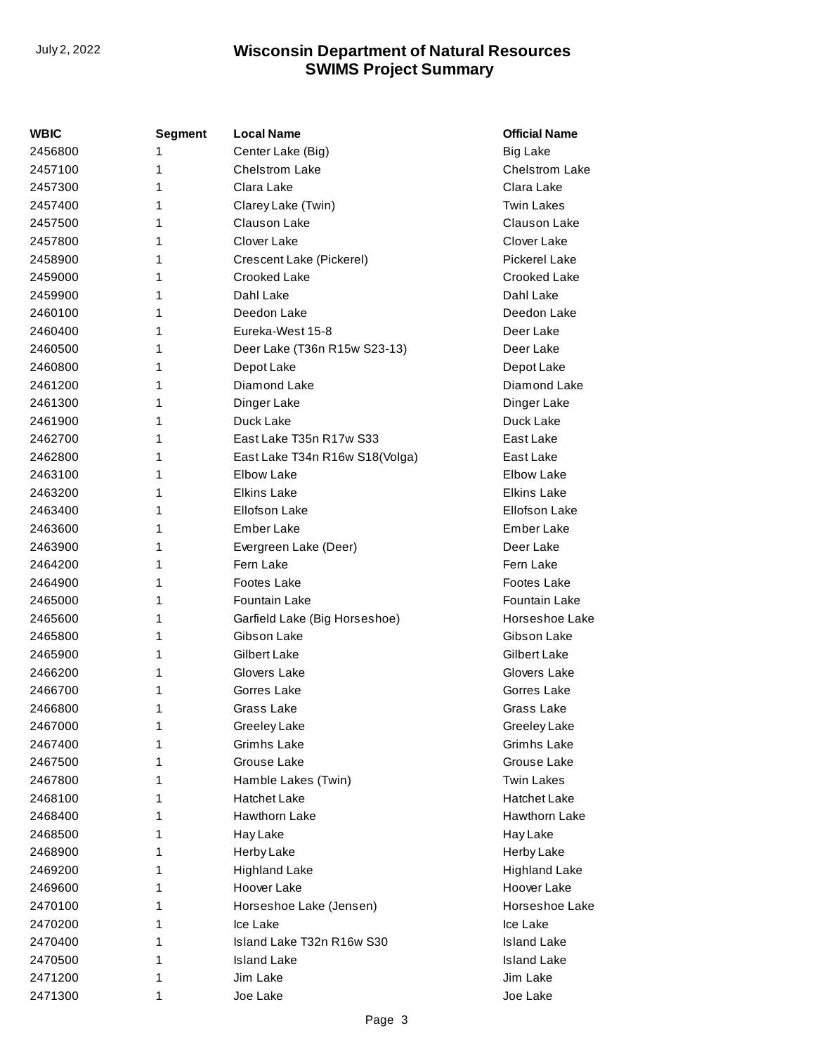| WBIC | Segment | Local Name | Official Name |
|---|---|---|---|
| 2456800 | 1 | Center Lake (Big) | Big Lake |
| 2457100 | 1 | Chelstrom Lake | Chelstrom Lake |
| 2457300 | 1 | Clara Lake | Clara Lake |
| 2457400 | 1 | Clarey Lake (Twin) | Twin Lakes |
| 2457500 | 1 | Clauson Lake | Clauson Lake |
| 2457800 | 1 | Clover Lake | Clover Lake |
| 2458900 | 1 | Crescent Lake (Pickerel) | Pickerel Lake |
| 2459000 | 1 | Crooked Lake | Crooked Lake |
| 2459900 | 1 | Dahl Lake | Dahl Lake |
| 2460100 | 1 | Deedon Lake | Deedon Lake |
| 2460400 | 1 | Eureka-West 15-8 | Deer Lake |
| 2460500 | 1 | Deer Lake (T36n R15w S23-13) | Deer Lake |
| 2460800 | 1 | Depot Lake | Depot Lake |
| 2461200 | 1 | Diamond Lake | Diamond Lake |
| 2461300 | 1 | Dinger Lake | Dinger Lake |
| 2461900 | 1 | Duck Lake | Duck Lake |
| 2462700 | 1 | East Lake T35n R17w S33 | East Lake |
| 2462800 | 1 | East Lake T34n R16w S18(Volga) | East Lake |
| 2463100 | 1 | Elbow Lake | Elbow Lake |
| 2463200 | 1 | Elkins Lake | Elkins Lake |
| 2463400 | 1 | Ellofson Lake | Ellofson Lake |
| 2463600 | 1 | Ember Lake | Ember Lake |
| 2463900 | 1 | Evergreen Lake (Deer) | Deer Lake |
| 2464200 | 1 | Fern Lake | Fern Lake |
| 2464900 | 1 | Footes Lake | Footes Lake |
| 2465000 | 1 | Fountain Lake | Fountain Lake |
| 2465600 | 1 | Garfield Lake (Big Horseshoe) | Horseshoe Lake |
| 2465800 | 1 | Gibson Lake | Gibson Lake |
| 2465900 | 1 | Gilbert Lake | Gilbert Lake |
| 2466200 | 1 | Glovers Lake | Glovers Lake |
| 2466700 | 1 | Gorres Lake | Gorres Lake |
| 2466800 | 1 | Grass Lake | Grass Lake |
| 2467000 | 1 | Greeley Lake | Greeley Lake |
| 2467400 | 1 | Grimhs Lake | Grimhs Lake |
| 2467500 | 1 | Grouse Lake | Grouse Lake |
| 2467800 | 1 | Hamble Lakes (Twin) | Twin Lakes |
| 2468100 | 1 | Hatchet Lake | Hatchet Lake |
| 2468400 | 1 | Hawthorn Lake | Hawthorn Lake |
| 2468500 | 1 | Hay Lake | Hay Lake |
| 2468900 | 1 | Herby Lake | Herby Lake |
| 2469200 | 1 | Highland Lake | Highland Lake |
| 2469600 | 1 | Hoover Lake | Hoover Lake |
| 2470100 | 1 | Horseshoe Lake (Jensen) | Horseshoe Lake |
| 2470200 | 1 | Ice Lake | Ice Lake |
| 2470400 | 1 | Island Lake T32n R16w S30 | Island Lake |
| 2470500 | 1 | Island Lake | Island Lake |
| 2471200 | 1 | Jim Lake | Jim Lake |
| 2471300 | 1 | Joe Lake | Joe Lake |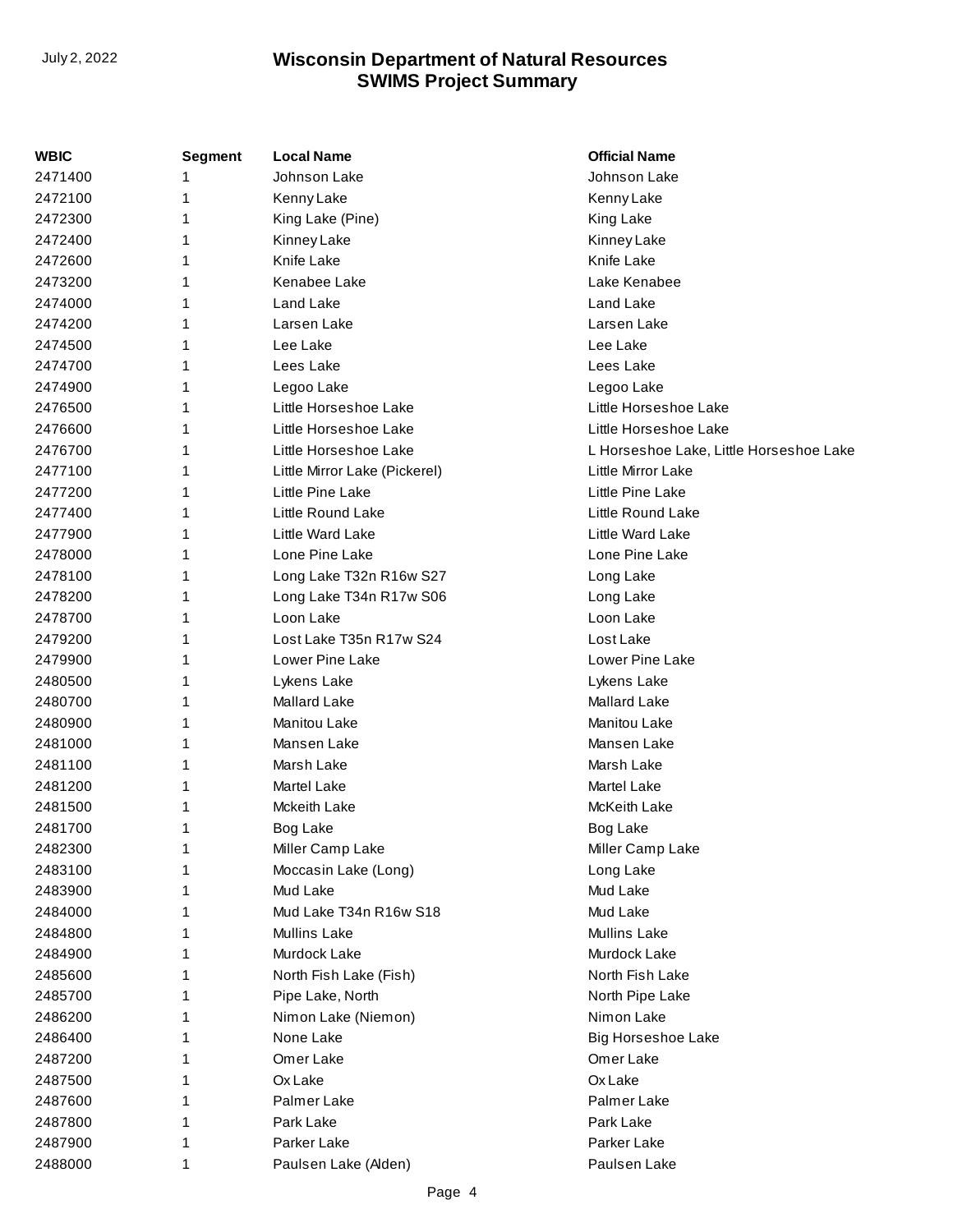| WBIC | Segment | Local Name | Official Name |
|---|---|---|---|
| 2471400 | 1 | Johnson Lake | Johnson Lake |
| 2472100 | 1 | Kenny Lake | Kenny Lake |
| 2472300 | 1 | King Lake (Pine) | King Lake |
| 2472400 | 1 | Kinney Lake | Kinney Lake |
| 2472600 | 1 | Knife Lake | Knife Lake |
| 2473200 | 1 | Kenabee Lake | Lake Kenabee |
| 2474000 | 1 | Land Lake | Land Lake |
| 2474200 | 1 | Larsen Lake | Larsen Lake |
| 2474500 | 1 | Lee Lake | Lee Lake |
| 2474700 | 1 | Lees Lake | Lees Lake |
| 2474900 | 1 | Legoo Lake | Legoo Lake |
| 2476500 | 1 | Little Horseshoe Lake | Little Horseshoe Lake |
| 2476600 | 1 | Little Horseshoe Lake | Little Horseshoe Lake |
| 2476700 | 1 | Little Horseshoe Lake | L Horseshoe Lake, Little Horseshoe Lake |
| 2477100 | 1 | Little Mirror Lake (Pickerel) | Little Mirror Lake |
| 2477200 | 1 | Little Pine Lake | Little Pine Lake |
| 2477400 | 1 | Little Round Lake | Little Round Lake |
| 2477900 | 1 | Little Ward Lake | Little Ward Lake |
| 2478000 | 1 | Lone Pine Lake | Lone Pine Lake |
| 2478100 | 1 | Long Lake T32n R16w S27 | Long Lake |
| 2478200 | 1 | Long Lake T34n R17w S06 | Long Lake |
| 2478700 | 1 | Loon Lake | Loon Lake |
| 2479200 | 1 | Lost Lake T35n R17w S24 | Lost Lake |
| 2479900 | 1 | Lower Pine Lake | Lower Pine Lake |
| 2480500 | 1 | Lykens Lake | Lykens Lake |
| 2480700 | 1 | Mallard Lake | Mallard Lake |
| 2480900 | 1 | Manitou Lake | Manitou Lake |
| 2481000 | 1 | Mansen Lake | Mansen Lake |
| 2481100 | 1 | Marsh Lake | Marsh Lake |
| 2481200 | 1 | Martel Lake | Martel Lake |
| 2481500 | 1 | Mckeith Lake | McKeith Lake |
| 2481700 | 1 | Bog Lake | Bog Lake |
| 2482300 | 1 | Miller Camp Lake | Miller Camp Lake |
| 2483100 | 1 | Moccasin Lake (Long) | Long Lake |
| 2483900 | 1 | Mud Lake | Mud Lake |
| 2484000 | 1 | Mud Lake T34n R16w S18 | Mud Lake |
| 2484800 | 1 | Mullins Lake | Mullins Lake |
| 2484900 | 1 | Murdock Lake | Murdock Lake |
| 2485600 | 1 | North Fish Lake (Fish) | North Fish Lake |
| 2485700 | 1 | Pipe Lake, North | North Pipe Lake |
| 2486200 | 1 | Nimon Lake (Niemon) | Nimon Lake |
| 2486400 | 1 | None Lake | Big Horseshoe Lake |
| 2487200 | 1 | Omer Lake | Omer Lake |
| 2487500 | 1 | Ox Lake | Ox Lake |
| 2487600 | 1 | Palmer Lake | Palmer Lake |
| 2487800 | 1 | Park Lake | Park Lake |
| 2487900 | 1 | Parker Lake | Parker Lake |
| 2488000 | 1 | Paulsen Lake (Alden) | Paulsen Lake |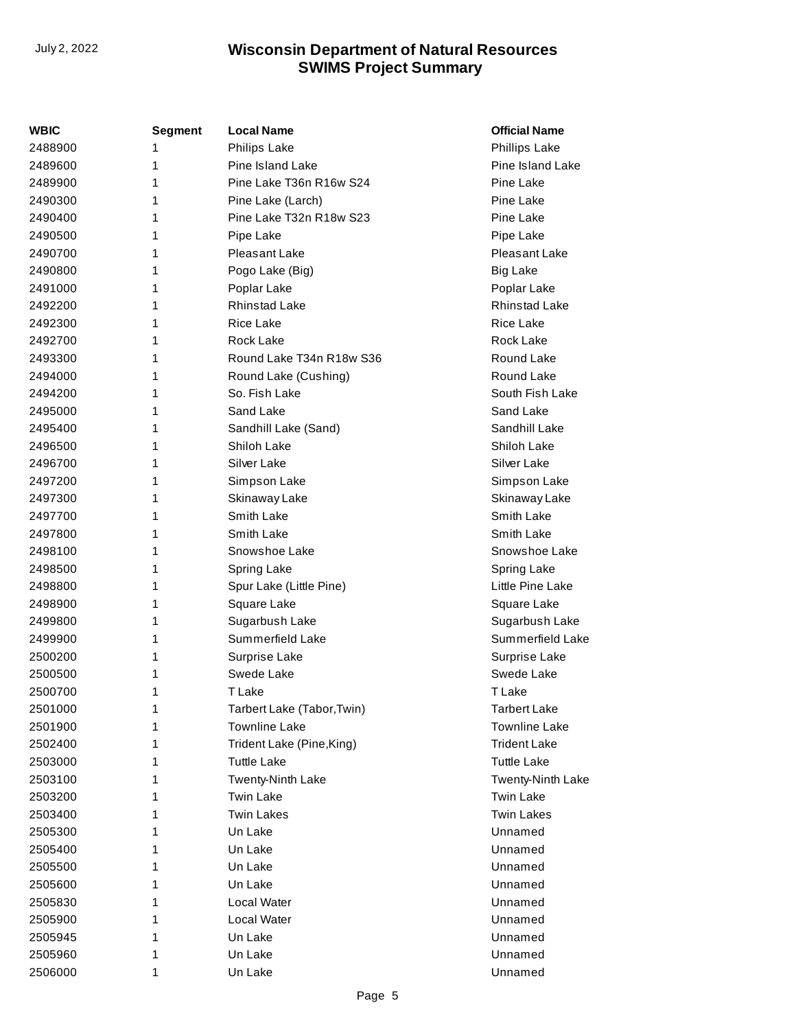| WBIC | Segment | Local Name | Official Name |
| --- | --- | --- | --- |
| 2488900 | 1 | Philips Lake | Phillips Lake |
| 2489600 | 1 | Pine Island Lake | Pine Island Lake |
| 2489900 | 1 | Pine Lake T36n R16w S24 | Pine Lake |
| 2490300 | 1 | Pine Lake (Larch) | Pine Lake |
| 2490400 | 1 | Pine Lake T32n R18w S23 | Pine Lake |
| 2490500 | 1 | Pipe Lake | Pipe Lake |
| 2490700 | 1 | Pleasant Lake | Pleasant Lake |
| 2490800 | 1 | Pogo Lake (Big) | Big Lake |
| 2491000 | 1 | Poplar Lake | Poplar Lake |
| 2492200 | 1 | Rhinstad Lake | Rhinstad Lake |
| 2492300 | 1 | Rice Lake | Rice Lake |
| 2492700 | 1 | Rock Lake | Rock Lake |
| 2493300 | 1 | Round Lake T34n R18w S36 | Round Lake |
| 2494000 | 1 | Round Lake (Cushing) | Round Lake |
| 2494200 | 1 | So. Fish Lake | South Fish Lake |
| 2495000 | 1 | Sand Lake | Sand Lake |
| 2495400 | 1 | Sandhill Lake (Sand) | Sandhill Lake |
| 2496500 | 1 | Shiloh Lake | Shiloh Lake |
| 2496700 | 1 | Silver Lake | Silver Lake |
| 2497200 | 1 | Simpson Lake | Simpson Lake |
| 2497300 | 1 | Skinaway Lake | Skinaway Lake |
| 2497700 | 1 | Smith Lake | Smith Lake |
| 2497800 | 1 | Smith Lake | Smith Lake |
| 2498100 | 1 | Snowshoe Lake | Snowshoe Lake |
| 2498500 | 1 | Spring Lake | Spring Lake |
| 2498800 | 1 | Spur Lake (Little Pine) | Little Pine Lake |
| 2498900 | 1 | Square Lake | Square Lake |
| 2499800 | 1 | Sugarbush Lake | Sugarbush Lake |
| 2499900 | 1 | Summerfield Lake | Summerfield Lake |
| 2500200 | 1 | Surprise Lake | Surprise Lake |
| 2500500 | 1 | Swede Lake | Swede Lake |
| 2500700 | 1 | T Lake | T Lake |
| 2501000 | 1 | Tarbert Lake (Tabor,Twin) | Tarbert Lake |
| 2501900 | 1 | Townline Lake | Townline Lake |
| 2502400 | 1 | Trident Lake (Pine,King) | Trident Lake |
| 2503000 | 1 | Tuttle Lake | Tuttle Lake |
| 2503100 | 1 | Twenty-Ninth Lake | Twenty-Ninth Lake |
| 2503200 | 1 | Twin Lake | Twin Lake |
| 2503400 | 1 | Twin Lakes | Twin Lakes |
| 2505300 | 1 | Un Lake | Unnamed |
| 2505400 | 1 | Un Lake | Unnamed |
| 2505500 | 1 | Un Lake | Unnamed |
| 2505600 | 1 | Un Lake | Unnamed |
| 2505830 | 1 | Local Water | Unnamed |
| 2505900 | 1 | Local Water | Unnamed |
| 2505945 | 1 | Un Lake | Unnamed |
| 2505960 | 1 | Un Lake | Unnamed |
| 2506000 | 1 | Un Lake | Unnamed |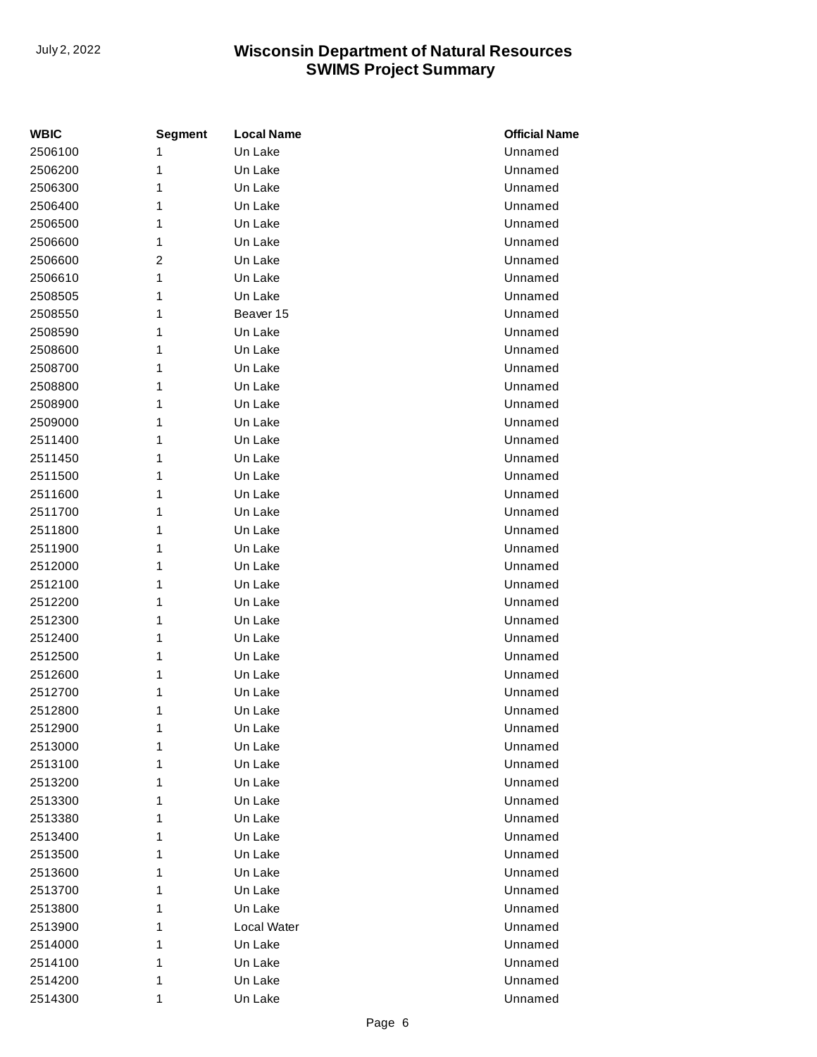| WBIC | Segment | Local Name | Official Name |
| --- | --- | --- | --- |
| 2506100 | 1 | Un Lake | Unnamed |
| 2506200 | 1 | Un Lake | Unnamed |
| 2506300 | 1 | Un Lake | Unnamed |
| 2506400 | 1 | Un Lake | Unnamed |
| 2506500 | 1 | Un Lake | Unnamed |
| 2506600 | 1 | Un Lake | Unnamed |
| 2506600 | 2 | Un Lake | Unnamed |
| 2506610 | 1 | Un Lake | Unnamed |
| 2508505 | 1 | Un Lake | Unnamed |
| 2508550 | 1 | Beaver 15 | Unnamed |
| 2508590 | 1 | Un Lake | Unnamed |
| 2508600 | 1 | Un Lake | Unnamed |
| 2508700 | 1 | Un Lake | Unnamed |
| 2508800 | 1 | Un Lake | Unnamed |
| 2508900 | 1 | Un Lake | Unnamed |
| 2509000 | 1 | Un Lake | Unnamed |
| 2511400 | 1 | Un Lake | Unnamed |
| 2511450 | 1 | Un Lake | Unnamed |
| 2511500 | 1 | Un Lake | Unnamed |
| 2511600 | 1 | Un Lake | Unnamed |
| 2511700 | 1 | Un Lake | Unnamed |
| 2511800 | 1 | Un Lake | Unnamed |
| 2511900 | 1 | Un Lake | Unnamed |
| 2512000 | 1 | Un Lake | Unnamed |
| 2512100 | 1 | Un Lake | Unnamed |
| 2512200 | 1 | Un Lake | Unnamed |
| 2512300 | 1 | Un Lake | Unnamed |
| 2512400 | 1 | Un Lake | Unnamed |
| 2512500 | 1 | Un Lake | Unnamed |
| 2512600 | 1 | Un Lake | Unnamed |
| 2512700 | 1 | Un Lake | Unnamed |
| 2512800 | 1 | Un Lake | Unnamed |
| 2512900 | 1 | Un Lake | Unnamed |
| 2513000 | 1 | Un Lake | Unnamed |
| 2513100 | 1 | Un Lake | Unnamed |
| 2513200 | 1 | Un Lake | Unnamed |
| 2513300 | 1 | Un Lake | Unnamed |
| 2513380 | 1 | Un Lake | Unnamed |
| 2513400 | 1 | Un Lake | Unnamed |
| 2513500 | 1 | Un Lake | Unnamed |
| 2513600 | 1 | Un Lake | Unnamed |
| 2513700 | 1 | Un Lake | Unnamed |
| 2513800 | 1 | Un Lake | Unnamed |
| 2513900 | 1 | Local Water | Unnamed |
| 2514000 | 1 | Un Lake | Unnamed |
| 2514100 | 1 | Un Lake | Unnamed |
| 2514200 | 1 | Un Lake | Unnamed |
| 2514300 | 1 | Un Lake | Unnamed |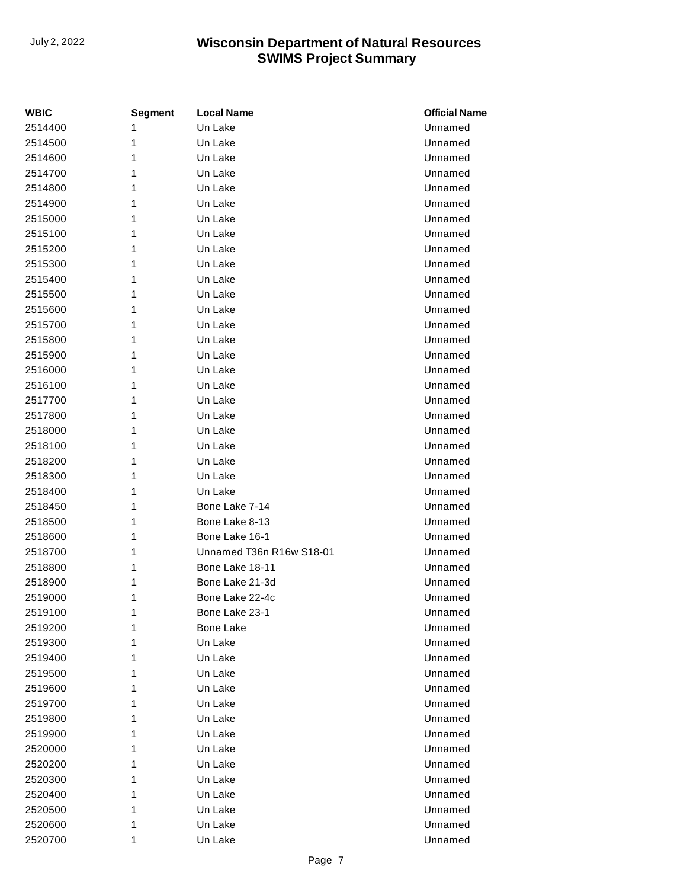| WBIC | Segment | Local Name | Official Name |
| --- | --- | --- | --- |
| 2514400 | 1 | Un Lake | Unnamed |
| 2514500 | 1 | Un Lake | Unnamed |
| 2514600 | 1 | Un Lake | Unnamed |
| 2514700 | 1 | Un Lake | Unnamed |
| 2514800 | 1 | Un Lake | Unnamed |
| 2514900 | 1 | Un Lake | Unnamed |
| 2515000 | 1 | Un Lake | Unnamed |
| 2515100 | 1 | Un Lake | Unnamed |
| 2515200 | 1 | Un Lake | Unnamed |
| 2515300 | 1 | Un Lake | Unnamed |
| 2515400 | 1 | Un Lake | Unnamed |
| 2515500 | 1 | Un Lake | Unnamed |
| 2515600 | 1 | Un Lake | Unnamed |
| 2515700 | 1 | Un Lake | Unnamed |
| 2515800 | 1 | Un Lake | Unnamed |
| 2515900 | 1 | Un Lake | Unnamed |
| 2516000 | 1 | Un Lake | Unnamed |
| 2516100 | 1 | Un Lake | Unnamed |
| 2517700 | 1 | Un Lake | Unnamed |
| 2517800 | 1 | Un Lake | Unnamed |
| 2518000 | 1 | Un Lake | Unnamed |
| 2518100 | 1 | Un Lake | Unnamed |
| 2518200 | 1 | Un Lake | Unnamed |
| 2518300 | 1 | Un Lake | Unnamed |
| 2518400 | 1 | Un Lake | Unnamed |
| 2518450 | 1 | Bone Lake 7-14 | Unnamed |
| 2518500 | 1 | Bone Lake 8-13 | Unnamed |
| 2518600 | 1 | Bone Lake 16-1 | Unnamed |
| 2518700 | 1 | Unnamed T36n R16w S18-01 | Unnamed |
| 2518800 | 1 | Bone Lake 18-11 | Unnamed |
| 2518900 | 1 | Bone Lake 21-3d | Unnamed |
| 2519000 | 1 | Bone Lake 22-4c | Unnamed |
| 2519100 | 1 | Bone Lake 23-1 | Unnamed |
| 2519200 | 1 | Bone Lake | Unnamed |
| 2519300 | 1 | Un Lake | Unnamed |
| 2519400 | 1 | Un Lake | Unnamed |
| 2519500 | 1 | Un Lake | Unnamed |
| 2519600 | 1 | Un Lake | Unnamed |
| 2519700 | 1 | Un Lake | Unnamed |
| 2519800 | 1 | Un Lake | Unnamed |
| 2519900 | 1 | Un Lake | Unnamed |
| 2520000 | 1 | Un Lake | Unnamed |
| 2520200 | 1 | Un Lake | Unnamed |
| 2520300 | 1 | Un Lake | Unnamed |
| 2520400 | 1 | Un Lake | Unnamed |
| 2520500 | 1 | Un Lake | Unnamed |
| 2520600 | 1 | Un Lake | Unnamed |
| 2520700 | 1 | Un Lake | Unnamed |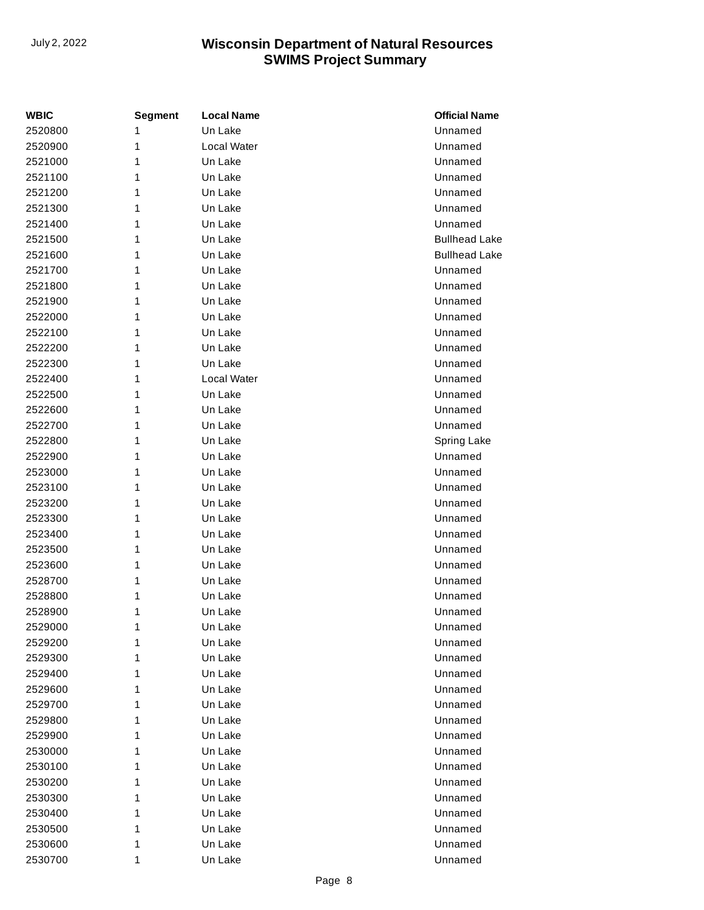| WBIC | Segment | Local Name | Official Name |
|---|---|---|---|
| 2520800 | 1 | Un Lake | Unnamed |
| 2520900 | 1 | Local Water | Unnamed |
| 2521000 | 1 | Un Lake | Unnamed |
| 2521100 | 1 | Un Lake | Unnamed |
| 2521200 | 1 | Un Lake | Unnamed |
| 2521300 | 1 | Un Lake | Unnamed |
| 2521400 | 1 | Un Lake | Unnamed |
| 2521500 | 1 | Un Lake | Bullhead Lake |
| 2521600 | 1 | Un Lake | Bullhead Lake |
| 2521700 | 1 | Un Lake | Unnamed |
| 2521800 | 1 | Un Lake | Unnamed |
| 2521900 | 1 | Un Lake | Unnamed |
| 2522000 | 1 | Un Lake | Unnamed |
| 2522100 | 1 | Un Lake | Unnamed |
| 2522200 | 1 | Un Lake | Unnamed |
| 2522300 | 1 | Un Lake | Unnamed |
| 2522400 | 1 | Local Water | Unnamed |
| 2522500 | 1 | Un Lake | Unnamed |
| 2522600 | 1 | Un Lake | Unnamed |
| 2522700 | 1 | Un Lake | Unnamed |
| 2522800 | 1 | Un Lake | Spring Lake |
| 2522900 | 1 | Un Lake | Unnamed |
| 2523000 | 1 | Un Lake | Unnamed |
| 2523100 | 1 | Un Lake | Unnamed |
| 2523200 | 1 | Un Lake | Unnamed |
| 2523300 | 1 | Un Lake | Unnamed |
| 2523400 | 1 | Un Lake | Unnamed |
| 2523500 | 1 | Un Lake | Unnamed |
| 2523600 | 1 | Un Lake | Unnamed |
| 2528700 | 1 | Un Lake | Unnamed |
| 2528800 | 1 | Un Lake | Unnamed |
| 2528900 | 1 | Un Lake | Unnamed |
| 2529000 | 1 | Un Lake | Unnamed |
| 2529200 | 1 | Un Lake | Unnamed |
| 2529300 | 1 | Un Lake | Unnamed |
| 2529400 | 1 | Un Lake | Unnamed |
| 2529600 | 1 | Un Lake | Unnamed |
| 2529700 | 1 | Un Lake | Unnamed |
| 2529800 | 1 | Un Lake | Unnamed |
| 2529900 | 1 | Un Lake | Unnamed |
| 2530000 | 1 | Un Lake | Unnamed |
| 2530100 | 1 | Un Lake | Unnamed |
| 2530200 | 1 | Un Lake | Unnamed |
| 2530300 | 1 | Un Lake | Unnamed |
| 2530400 | 1 | Un Lake | Unnamed |
| 2530500 | 1 | Un Lake | Unnamed |
| 2530600 | 1 | Un Lake | Unnamed |
| 2530700 | 1 | Un Lake | Unnamed |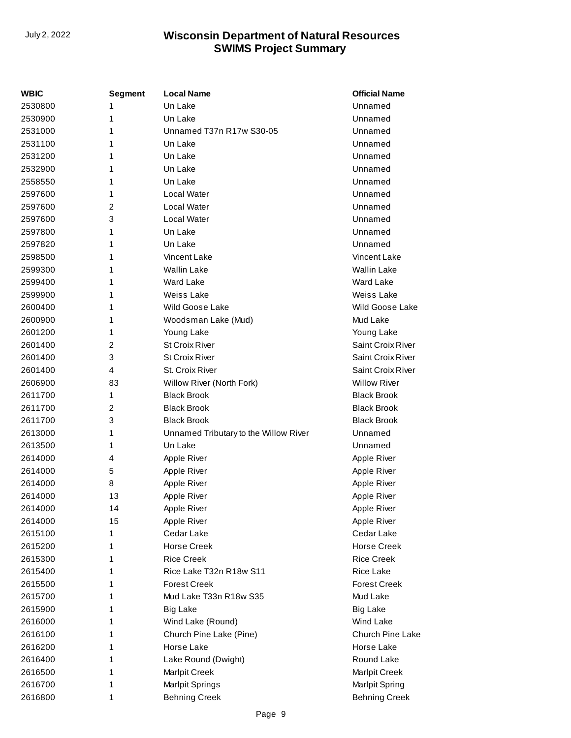| WBIC | Segment | Local Name | Official Name |
| --- | --- | --- | --- |
| 2530800 | 1 | Un Lake | Unnamed |
| 2530900 | 1 | Un Lake | Unnamed |
| 2531000 | 1 | Unnamed T37n R17w S30-05 | Unnamed |
| 2531100 | 1 | Un Lake | Unnamed |
| 2531200 | 1 | Un Lake | Unnamed |
| 2532900 | 1 | Un Lake | Unnamed |
| 2558550 | 1 | Un Lake | Unnamed |
| 2597600 | 1 | Local Water | Unnamed |
| 2597600 | 2 | Local Water | Unnamed |
| 2597600 | 3 | Local Water | Unnamed |
| 2597800 | 1 | Un Lake | Unnamed |
| 2597820 | 1 | Un Lake | Unnamed |
| 2598500 | 1 | Vincent Lake | Vincent Lake |
| 2599300 | 1 | Wallin Lake | Wallin Lake |
| 2599400 | 1 | Ward Lake | Ward Lake |
| 2599900 | 1 | Weiss Lake | Weiss Lake |
| 2600400 | 1 | Wild Goose Lake | Wild Goose Lake |
| 2600900 | 1 | Woodsman Lake (Mud) | Mud Lake |
| 2601200 | 1 | Young Lake | Young Lake |
| 2601400 | 2 | St Croix River | Saint Croix River |
| 2601400 | 3 | St Croix River | Saint Croix River |
| 2601400 | 4 | St. Croix River | Saint Croix River |
| 2606900 | 83 | Willow River (North Fork) | Willow River |
| 2611700 | 1 | Black Brook | Black Brook |
| 2611700 | 2 | Black Brook | Black Brook |
| 2611700 | 3 | Black Brook | Black Brook |
| 2613000 | 1 | Unnamed Tributary to the Willow River | Unnamed |
| 2613500 | 1 | Un Lake | Unnamed |
| 2614000 | 4 | Apple River | Apple River |
| 2614000 | 5 | Apple River | Apple River |
| 2614000 | 8 | Apple River | Apple River |
| 2614000 | 13 | Apple River | Apple River |
| 2614000 | 14 | Apple River | Apple River |
| 2614000 | 15 | Apple River | Apple River |
| 2615100 | 1 | Cedar Lake | Cedar Lake |
| 2615200 | 1 | Horse Creek | Horse Creek |
| 2615300 | 1 | Rice Creek | Rice Creek |
| 2615400 | 1 | Rice Lake T32n R18w S11 | Rice Lake |
| 2615500 | 1 | Forest Creek | Forest Creek |
| 2615700 | 1 | Mud Lake T33n R18w S35 | Mud Lake |
| 2615900 | 1 | Big Lake | Big Lake |
| 2616000 | 1 | Wind Lake (Round) | Wind Lake |
| 2616100 | 1 | Church Pine Lake (Pine) | Church Pine Lake |
| 2616200 | 1 | Horse Lake | Horse Lake |
| 2616400 | 1 | Lake Round (Dwight) | Round Lake |
| 2616500 | 1 | Marlpit Creek | Marlpit Creek |
| 2616700 | 1 | Marlpit Springs | Marlpit Spring |
| 2616800 | 1 | Behning Creek | Behning Creek |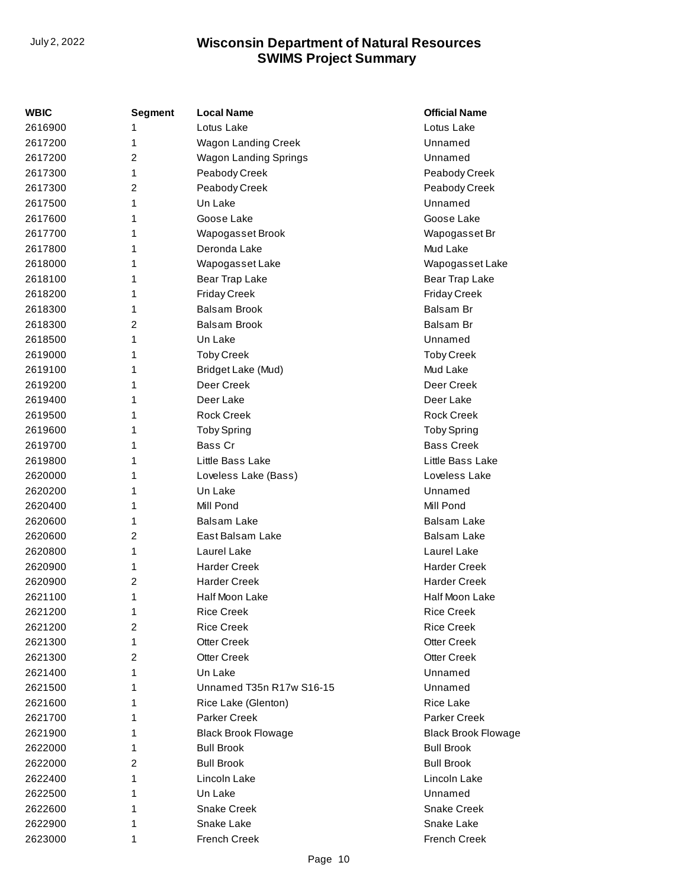| WBIC | Segment | Local Name | Official Name |
|---|---|---|---|
| 2616900 | 1 | Lotus Lake | Lotus Lake |
| 2617200 | 1 | Wagon Landing Creek | Unnamed |
| 2617200 | 2 | Wagon Landing Springs | Unnamed |
| 2617300 | 1 | Peabody Creek | Peabody Creek |
| 2617300 | 2 | Peabody Creek | Peabody Creek |
| 2617500 | 1 | Un Lake | Unnamed |
| 2617600 | 1 | Goose Lake | Goose Lake |
| 2617700 | 1 | Wapogasset Brook | Wapogasset Br |
| 2617800 | 1 | Deronda Lake | Mud Lake |
| 2618000 | 1 | Wapogasset Lake | Wapogasset Lake |
| 2618100 | 1 | Bear Trap Lake | Bear Trap Lake |
| 2618200 | 1 | Friday Creek | Friday Creek |
| 2618300 | 1 | Balsam Brook | Balsam Br |
| 2618300 | 2 | Balsam Brook | Balsam Br |
| 2618500 | 1 | Un Lake | Unnamed |
| 2619000 | 1 | Toby Creek | Toby Creek |
| 2619100 | 1 | Bridget Lake (Mud) | Mud Lake |
| 2619200 | 1 | Deer Creek | Deer Creek |
| 2619400 | 1 | Deer Lake | Deer Lake |
| 2619500 | 1 | Rock Creek | Rock Creek |
| 2619600 | 1 | Toby Spring | Toby Spring |
| 2619700 | 1 | Bass Cr | Bass Creek |
| 2619800 | 1 | Little Bass Lake | Little Bass Lake |
| 2620000 | 1 | Loveless Lake (Bass) | Loveless Lake |
| 2620200 | 1 | Un Lake | Unnamed |
| 2620400 | 1 | Mill Pond | Mill Pond |
| 2620600 | 1 | Balsam Lake | Balsam Lake |
| 2620600 | 2 | East Balsam Lake | Balsam Lake |
| 2620800 | 1 | Laurel Lake | Laurel Lake |
| 2620900 | 1 | Harder Creek | Harder Creek |
| 2620900 | 2 | Harder Creek | Harder Creek |
| 2621100 | 1 | Half Moon Lake | Half Moon Lake |
| 2621200 | 1 | Rice Creek | Rice Creek |
| 2621200 | 2 | Rice Creek | Rice Creek |
| 2621300 | 1 | Otter Creek | Otter Creek |
| 2621300 | 2 | Otter Creek | Otter Creek |
| 2621400 | 1 | Un Lake | Unnamed |
| 2621500 | 1 | Unnamed T35n R17w S16-15 | Unnamed |
| 2621600 | 1 | Rice Lake (Glenton) | Rice Lake |
| 2621700 | 1 | Parker Creek | Parker Creek |
| 2621900 | 1 | Black Brook Flowage | Black Brook Flowage |
| 2622000 | 1 | Bull Brook | Bull Brook |
| 2622000 | 2 | Bull Brook | Bull Brook |
| 2622400 | 1 | Lincoln Lake | Lincoln Lake |
| 2622500 | 1 | Un Lake | Unnamed |
| 2622600 | 1 | Snake Creek | Snake Creek |
| 2622900 | 1 | Snake Lake | Snake Lake |
| 2623000 | 1 | French Creek | French Creek |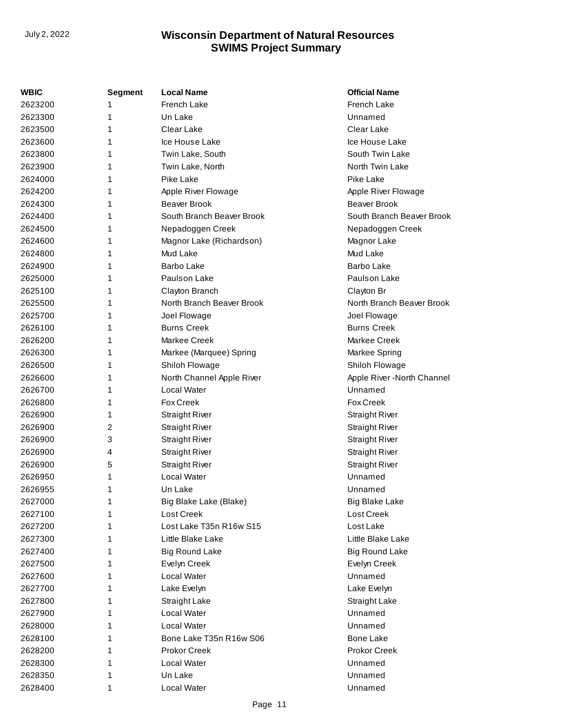| WBIC | Segment | Local Name | Official Name |
|---|---|---|---|
| 2623200 | 1 | French Lake | French Lake |
| 2623300 | 1 | Un Lake | Unnamed |
| 2623500 | 1 | Clear Lake | Clear Lake |
| 2623600 | 1 | Ice House Lake | Ice House Lake |
| 2623800 | 1 | Twin Lake, South | South Twin Lake |
| 2623900 | 1 | Twin Lake, North | North Twin Lake |
| 2624000 | 1 | Pike Lake | Pike Lake |
| 2624200 | 1 | Apple River Flowage | Apple River Flowage |
| 2624300 | 1 | Beaver Brook | Beaver Brook |
| 2624400 | 1 | South Branch Beaver Brook | South Branch Beaver Brook |
| 2624500 | 1 | Nepadoggen Creek | Nepadoggen Creek |
| 2624600 | 1 | Magnor Lake (Richardson) | Magnor Lake |
| 2624800 | 1 | Mud Lake | Mud Lake |
| 2624900 | 1 | Barbo Lake | Barbo Lake |
| 2625000 | 1 | Paulson Lake | Paulson Lake |
| 2625100 | 1 | Clayton Branch | Clayton Br |
| 2625500 | 1 | North Branch Beaver Brook | North Branch Beaver Brook |
| 2625700 | 1 | Joel Flowage | Joel Flowage |
| 2626100 | 1 | Burns Creek | Burns Creek |
| 2626200 | 1 | Markee Creek | Markee Creek |
| 2626300 | 1 | Markee (Marquee) Spring | Markee Spring |
| 2626500 | 1 | Shiloh Flowage | Shiloh Flowage |
| 2626600 | 1 | North Channel Apple River | Apple River -North Channel |
| 2626700 | 1 | Local Water | Unnamed |
| 2626800 | 1 | Fox Creek | Fox Creek |
| 2626900 | 1 | Straight River | Straight River |
| 2626900 | 2 | Straight River | Straight River |
| 2626900 | 3 | Straight River | Straight River |
| 2626900 | 4 | Straight River | Straight River |
| 2626900 | 5 | Straight River | Straight River |
| 2626950 | 1 | Local Water | Unnamed |
| 2626955 | 1 | Un Lake | Unnamed |
| 2627000 | 1 | Big Blake Lake (Blake) | Big Blake Lake |
| 2627100 | 1 | Lost Creek | Lost Creek |
| 2627200 | 1 | Lost Lake T35n R16w S15 | Lost Lake |
| 2627300 | 1 | Little Blake Lake | Little Blake Lake |
| 2627400 | 1 | Big Round Lake | Big Round Lake |
| 2627500 | 1 | Evelyn Creek | Evelyn Creek |
| 2627600 | 1 | Local Water | Unnamed |
| 2627700 | 1 | Lake Evelyn | Lake Evelyn |
| 2627800 | 1 | Straight Lake | Straight Lake |
| 2627900 | 1 | Local Water | Unnamed |
| 2628000 | 1 | Local Water | Unnamed |
| 2628100 | 1 | Bone Lake T35n R16w S06 | Bone Lake |
| 2628200 | 1 | Prokor Creek | Prokor Creek |
| 2628300 | 1 | Local Water | Unnamed |
| 2628350 | 1 | Un Lake | Unnamed |
| 2628400 | 1 | Local Water | Unnamed |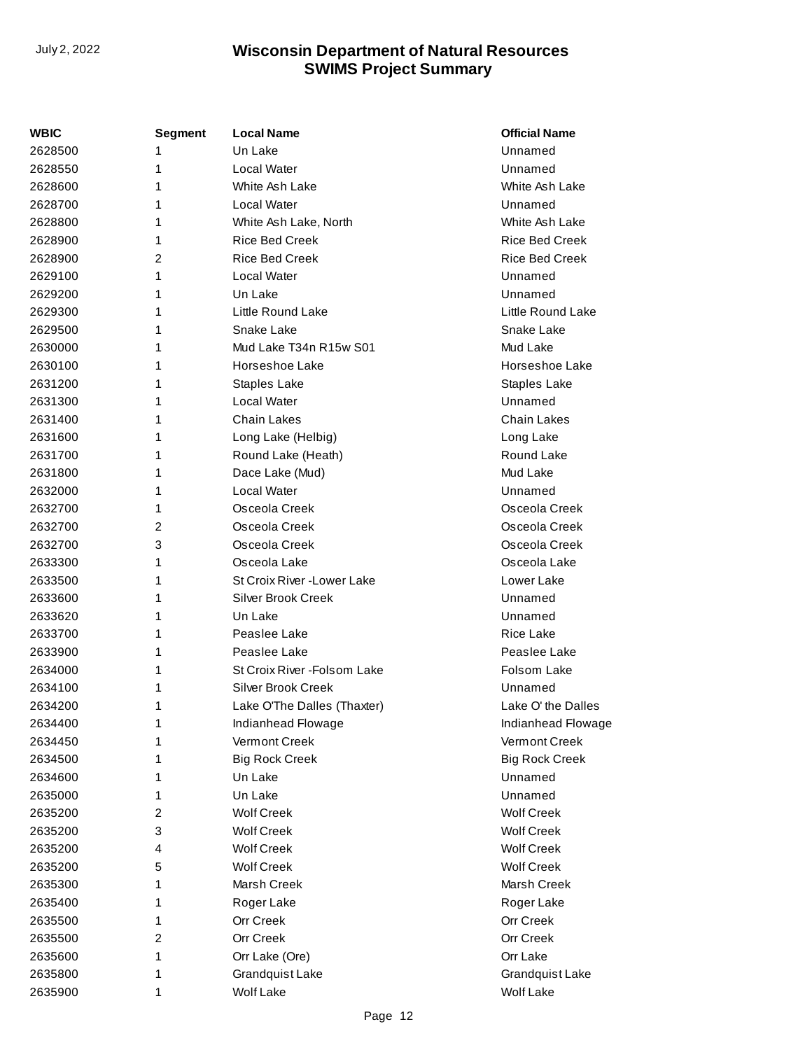| WBIC | Segment | Local Name | Official Name |
|---|---|---|---|
| 2628500 | 1 | Un Lake | Unnamed |
| 2628550 | 1 | Local Water | Unnamed |
| 2628600 | 1 | White Ash Lake | White Ash Lake |
| 2628700 | 1 | Local Water | Unnamed |
| 2628800 | 1 | White Ash Lake, North | White Ash Lake |
| 2628900 | 1 | Rice Bed Creek | Rice Bed Creek |
| 2628900 | 2 | Rice Bed Creek | Rice Bed Creek |
| 2629100 | 1 | Local Water | Unnamed |
| 2629200 | 1 | Un Lake | Unnamed |
| 2629300 | 1 | Little Round Lake | Little Round Lake |
| 2629500 | 1 | Snake Lake | Snake Lake |
| 2630000 | 1 | Mud Lake T34n R15w S01 | Mud Lake |
| 2630100 | 1 | Horseshoe Lake | Horseshoe Lake |
| 2631200 | 1 | Staples Lake | Staples Lake |
| 2631300 | 1 | Local Water | Unnamed |
| 2631400 | 1 | Chain Lakes | Chain Lakes |
| 2631600 | 1 | Long Lake (Helbig) | Long Lake |
| 2631700 | 1 | Round Lake (Heath) | Round Lake |
| 2631800 | 1 | Dace Lake (Mud) | Mud Lake |
| 2632000 | 1 | Local Water | Unnamed |
| 2632700 | 1 | Osceola Creek | Osceola Creek |
| 2632700 | 2 | Osceola Creek | Osceola Creek |
| 2632700 | 3 | Osceola Creek | Osceola Creek |
| 2633300 | 1 | Osceola Lake | Osceola Lake |
| 2633500 | 1 | St Croix River -Lower Lake | Lower Lake |
| 2633600 | 1 | Silver Brook Creek | Unnamed |
| 2633620 | 1 | Un Lake | Unnamed |
| 2633700 | 1 | Peaslee Lake | Rice Lake |
| 2633900 | 1 | Peaslee Lake | Peaslee Lake |
| 2634000 | 1 | St Croix River -Folsom Lake | Folsom Lake |
| 2634100 | 1 | Silver Brook Creek | Unnamed |
| 2634200 | 1 | Lake O'The Dalles (Thaxter) | Lake O' the Dalles |
| 2634400 | 1 | Indianhead Flowage | Indianhead Flowage |
| 2634450 | 1 | Vermont Creek | Vermont Creek |
| 2634500 | 1 | Big Rock Creek | Big Rock Creek |
| 2634600 | 1 | Un Lake | Unnamed |
| 2635000 | 1 | Un Lake | Unnamed |
| 2635200 | 2 | Wolf Creek | Wolf Creek |
| 2635200 | 3 | Wolf Creek | Wolf Creek |
| 2635200 | 4 | Wolf Creek | Wolf Creek |
| 2635200 | 5 | Wolf Creek | Wolf Creek |
| 2635300 | 1 | Marsh Creek | Marsh Creek |
| 2635400 | 1 | Roger Lake | Roger Lake |
| 2635500 | 1 | Orr Creek | Orr Creek |
| 2635500 | 2 | Orr Creek | Orr Creek |
| 2635600 | 1 | Orr Lake (Ore) | Orr Lake |
| 2635800 | 1 | Grandquist Lake | Grandquist Lake |
| 2635900 | 1 | Wolf Lake | Wolf Lake |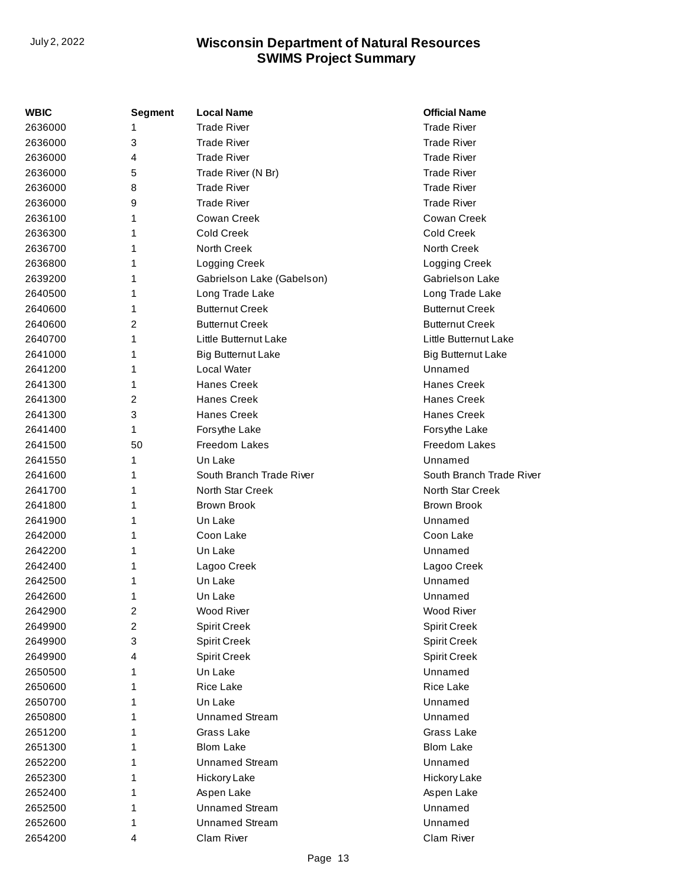| WBIC | Segment | Local Name | Official Name |
|---|---|---|---|
| 2636000 | 1 | Trade River | Trade River |
| 2636000 | 3 | Trade River | Trade River |
| 2636000 | 4 | Trade River | Trade River |
| 2636000 | 5 | Trade River (N Br) | Trade River |
| 2636000 | 8 | Trade River | Trade River |
| 2636000 | 9 | Trade River | Trade River |
| 2636100 | 1 | Cowan Creek | Cowan Creek |
| 2636300 | 1 | Cold Creek | Cold Creek |
| 2636700 | 1 | North Creek | North Creek |
| 2636800 | 1 | Logging Creek | Logging Creek |
| 2639200 | 1 | Gabrielson Lake (Gabelson) | Gabrielson Lake |
| 2640500 | 1 | Long Trade Lake | Long Trade Lake |
| 2640600 | 1 | Butternut Creek | Butternut Creek |
| 2640600 | 2 | Butternut Creek | Butternut Creek |
| 2640700 | 1 | Little Butternut Lake | Little Butternut Lake |
| 2641000 | 1 | Big Butternut Lake | Big Butternut Lake |
| 2641200 | 1 | Local Water | Unnamed |
| 2641300 | 1 | Hanes Creek | Hanes Creek |
| 2641300 | 2 | Hanes Creek | Hanes Creek |
| 2641300 | 3 | Hanes Creek | Hanes Creek |
| 2641400 | 1 | Forsythe Lake | Forsythe Lake |
| 2641500 | 50 | Freedom Lakes | Freedom Lakes |
| 2641550 | 1 | Un Lake | Unnamed |
| 2641600 | 1 | South Branch Trade River | South Branch Trade River |
| 2641700 | 1 | North Star Creek | North Star Creek |
| 2641800 | 1 | Brown Brook | Brown Brook |
| 2641900 | 1 | Un Lake | Unnamed |
| 2642000 | 1 | Coon Lake | Coon Lake |
| 2642200 | 1 | Un Lake | Unnamed |
| 2642400 | 1 | Lagoo Creek | Lagoo Creek |
| 2642500 | 1 | Un Lake | Unnamed |
| 2642600 | 1 | Un Lake | Unnamed |
| 2642900 | 2 | Wood River | Wood River |
| 2649900 | 2 | Spirit Creek | Spirit Creek |
| 2649900 | 3 | Spirit Creek | Spirit Creek |
| 2649900 | 4 | Spirit Creek | Spirit Creek |
| 2650500 | 1 | Un Lake | Unnamed |
| 2650600 | 1 | Rice Lake | Rice Lake |
| 2650700 | 1 | Un Lake | Unnamed |
| 2650800 | 1 | Unnamed Stream | Unnamed |
| 2651200 | 1 | Grass Lake | Grass Lake |
| 2651300 | 1 | Blom Lake | Blom Lake |
| 2652200 | 1 | Unnamed Stream | Unnamed |
| 2652300 | 1 | Hickory Lake | Hickory Lake |
| 2652400 | 1 | Aspen Lake | Aspen Lake |
| 2652500 | 1 | Unnamed Stream | Unnamed |
| 2652600 | 1 | Unnamed Stream | Unnamed |
| 2654200 | 4 | Clam River | Clam River |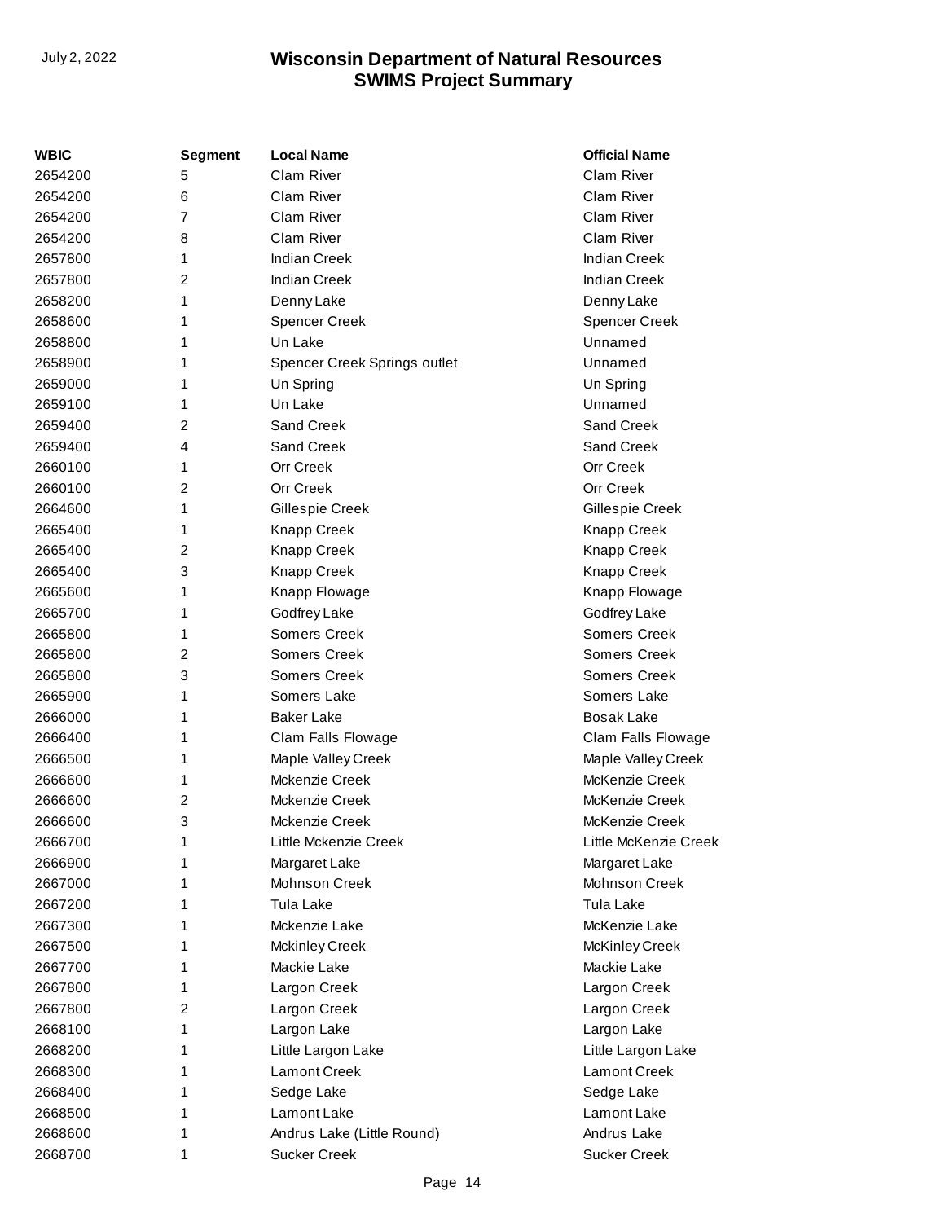| WBIC | Segment | Local Name | Official Name |
|---|---|---|---|
| 2654200 | 5 | Clam River | Clam River |
| 2654200 | 6 | Clam River | Clam River |
| 2654200 | 7 | Clam River | Clam River |
| 2654200 | 8 | Clam River | Clam River |
| 2657800 | 1 | Indian Creek | Indian Creek |
| 2657800 | 2 | Indian Creek | Indian Creek |
| 2658200 | 1 | Denny Lake | Denny Lake |
| 2658600 | 1 | Spencer Creek | Spencer Creek |
| 2658800 | 1 | Un Lake | Unnamed |
| 2658900 | 1 | Spencer Creek Springs outlet | Unnamed |
| 2659000 | 1 | Un Spring | Un Spring |
| 2659100 | 1 | Un Lake | Unnamed |
| 2659400 | 2 | Sand Creek | Sand Creek |
| 2659400 | 4 | Sand Creek | Sand Creek |
| 2660100 | 1 | Orr Creek | Orr Creek |
| 2660100 | 2 | Orr Creek | Orr Creek |
| 2664600 | 1 | Gillespie Creek | Gillespie Creek |
| 2665400 | 1 | Knapp Creek | Knapp Creek |
| 2665400 | 2 | Knapp Creek | Knapp Creek |
| 2665400 | 3 | Knapp Creek | Knapp Creek |
| 2665600 | 1 | Knapp Flowage | Knapp Flowage |
| 2665700 | 1 | Godfrey Lake | Godfrey Lake |
| 2665800 | 1 | Somers Creek | Somers Creek |
| 2665800 | 2 | Somers Creek | Somers Creek |
| 2665800 | 3 | Somers Creek | Somers Creek |
| 2665900 | 1 | Somers Lake | Somers Lake |
| 2666000 | 1 | Baker Lake | Bosak Lake |
| 2666400 | 1 | Clam Falls Flowage | Clam Falls Flowage |
| 2666500 | 1 | Maple Valley Creek | Maple Valley Creek |
| 2666600 | 1 | Mckenzie Creek | McKenzie Creek |
| 2666600 | 2 | Mckenzie Creek | McKenzie Creek |
| 2666600 | 3 | Mckenzie Creek | McKenzie Creek |
| 2666700 | 1 | Little Mckenzie Creek | Little McKenzie Creek |
| 2666900 | 1 | Margaret Lake | Margaret Lake |
| 2667000 | 1 | Mohnson Creek | Mohnson Creek |
| 2667200 | 1 | Tula Lake | Tula Lake |
| 2667300 | 1 | Mckenzie Lake | McKenzie Lake |
| 2667500 | 1 | Mckinley Creek | McKinley Creek |
| 2667700 | 1 | Mackie Lake | Mackie Lake |
| 2667800 | 1 | Largon Creek | Largon Creek |
| 2667800 | 2 | Largon Creek | Largon Creek |
| 2668100 | 1 | Largon Lake | Largon Lake |
| 2668200 | 1 | Little Largon Lake | Little Largon Lake |
| 2668300 | 1 | Lamont Creek | Lamont Creek |
| 2668400 | 1 | Sedge Lake | Sedge Lake |
| 2668500 | 1 | Lamont Lake | Lamont Lake |
| 2668600 | 1 | Andrus Lake (Little Round) | Andrus Lake |
| 2668700 | 1 | Sucker Creek | Sucker Creek |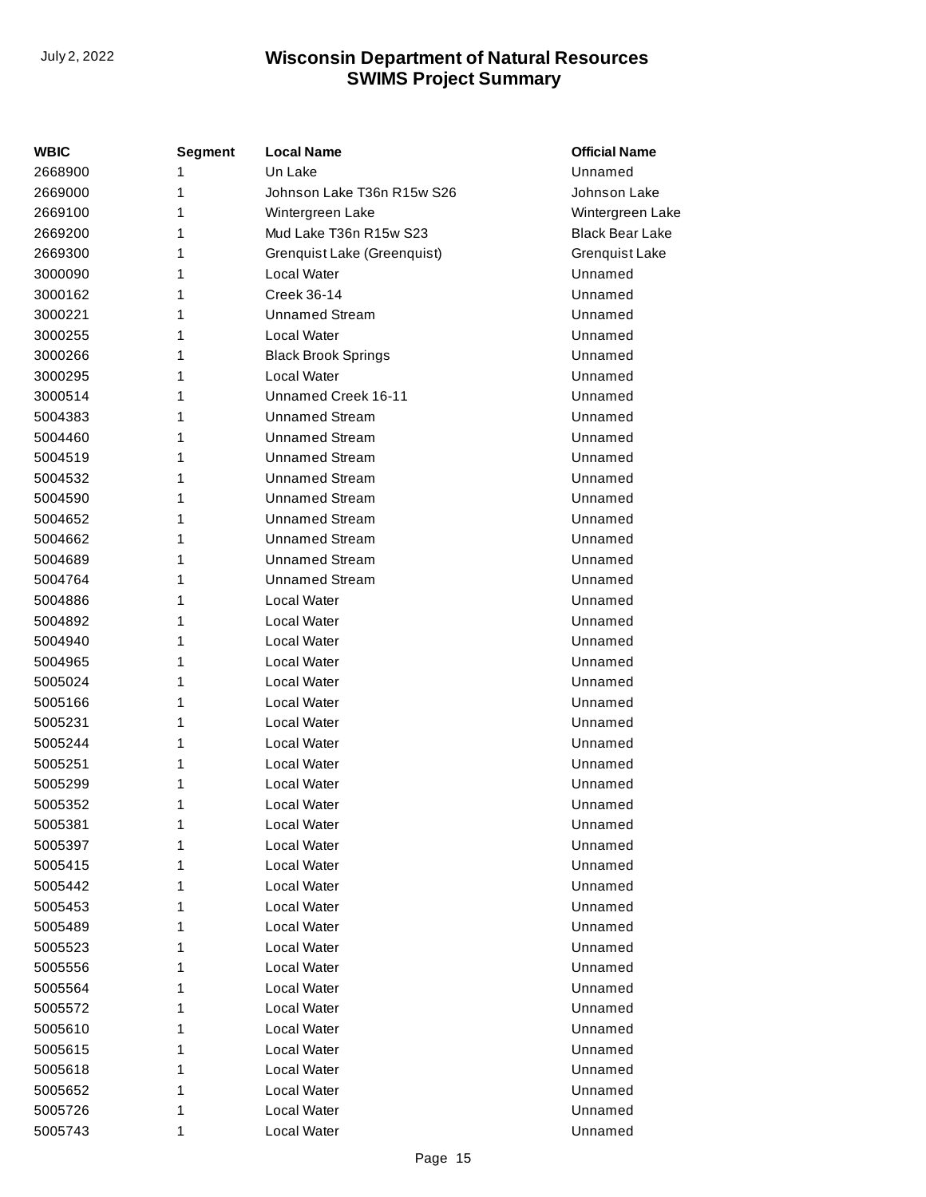| WBIC | Segment | Local Name | Official Name |
|---|---|---|---|
| 2668900 | 1 | Un Lake | Unnamed |
| 2669000 | 1 | Johnson Lake T36n R15w S26 | Johnson Lake |
| 2669100 | 1 | Wintergreen Lake | Wintergreen Lake |
| 2669200 | 1 | Mud Lake T36n R15w S23 | Black Bear Lake |
| 2669300 | 1 | Grenquist Lake (Greenquist) | Grenquist Lake |
| 3000090 | 1 | Local Water | Unnamed |
| 3000162 | 1 | Creek 36-14 | Unnamed |
| 3000221 | 1 | Unnamed Stream | Unnamed |
| 3000255 | 1 | Local Water | Unnamed |
| 3000266 | 1 | Black Brook Springs | Unnamed |
| 3000295 | 1 | Local Water | Unnamed |
| 3000514 | 1 | Unnamed Creek 16-11 | Unnamed |
| 5004383 | 1 | Unnamed Stream | Unnamed |
| 5004460 | 1 | Unnamed Stream | Unnamed |
| 5004519 | 1 | Unnamed Stream | Unnamed |
| 5004532 | 1 | Unnamed Stream | Unnamed |
| 5004590 | 1 | Unnamed Stream | Unnamed |
| 5004652 | 1 | Unnamed Stream | Unnamed |
| 5004662 | 1 | Unnamed Stream | Unnamed |
| 5004689 | 1 | Unnamed Stream | Unnamed |
| 5004764 | 1 | Unnamed Stream | Unnamed |
| 5004886 | 1 | Local Water | Unnamed |
| 5004892 | 1 | Local Water | Unnamed |
| 5004940 | 1 | Local Water | Unnamed |
| 5004965 | 1 | Local Water | Unnamed |
| 5005024 | 1 | Local Water | Unnamed |
| 5005166 | 1 | Local Water | Unnamed |
| 5005231 | 1 | Local Water | Unnamed |
| 5005244 | 1 | Local Water | Unnamed |
| 5005251 | 1 | Local Water | Unnamed |
| 5005299 | 1 | Local Water | Unnamed |
| 5005352 | 1 | Local Water | Unnamed |
| 5005381 | 1 | Local Water | Unnamed |
| 5005397 | 1 | Local Water | Unnamed |
| 5005415 | 1 | Local Water | Unnamed |
| 5005442 | 1 | Local Water | Unnamed |
| 5005453 | 1 | Local Water | Unnamed |
| 5005489 | 1 | Local Water | Unnamed |
| 5005523 | 1 | Local Water | Unnamed |
| 5005556 | 1 | Local Water | Unnamed |
| 5005564 | 1 | Local Water | Unnamed |
| 5005572 | 1 | Local Water | Unnamed |
| 5005610 | 1 | Local Water | Unnamed |
| 5005615 | 1 | Local Water | Unnamed |
| 5005618 | 1 | Local Water | Unnamed |
| 5005652 | 1 | Local Water | Unnamed |
| 5005726 | 1 | Local Water | Unnamed |
| 5005743 | 1 | Local Water | Unnamed |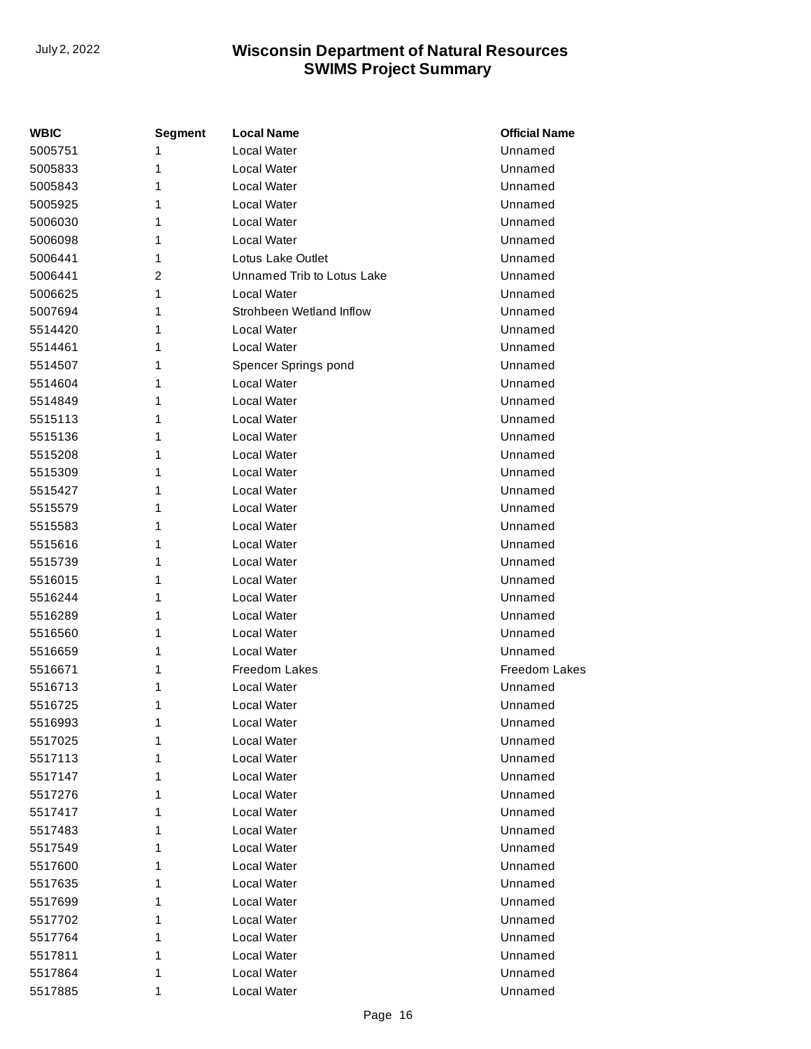| WBIC | Segment | Local Name | Official Name |
|---|---|---|---|
| 5005751 | 1 | Local Water | Unnamed |
| 5005833 | 1 | Local Water | Unnamed |
| 5005843 | 1 | Local Water | Unnamed |
| 5005925 | 1 | Local Water | Unnamed |
| 5006030 | 1 | Local Water | Unnamed |
| 5006098 | 1 | Local Water | Unnamed |
| 5006441 | 1 | Lotus Lake Outlet | Unnamed |
| 5006441 | 2 | Unnamed Trib to Lotus Lake | Unnamed |
| 5006625 | 1 | Local Water | Unnamed |
| 5007694 | 1 | Strohbeen Wetland Inflow | Unnamed |
| 5514420 | 1 | Local Water | Unnamed |
| 5514461 | 1 | Local Water | Unnamed |
| 5514507 | 1 | Spencer Springs pond | Unnamed |
| 5514604 | 1 | Local Water | Unnamed |
| 5514849 | 1 | Local Water | Unnamed |
| 5515113 | 1 | Local Water | Unnamed |
| 5515136 | 1 | Local Water | Unnamed |
| 5515208 | 1 | Local Water | Unnamed |
| 5515309 | 1 | Local Water | Unnamed |
| 5515427 | 1 | Local Water | Unnamed |
| 5515579 | 1 | Local Water | Unnamed |
| 5515583 | 1 | Local Water | Unnamed |
| 5515616 | 1 | Local Water | Unnamed |
| 5515739 | 1 | Local Water | Unnamed |
| 5516015 | 1 | Local Water | Unnamed |
| 5516244 | 1 | Local Water | Unnamed |
| 5516289 | 1 | Local Water | Unnamed |
| 5516560 | 1 | Local Water | Unnamed |
| 5516659 | 1 | Local Water | Unnamed |
| 5516671 | 1 | Freedom Lakes | Freedom Lakes |
| 5516713 | 1 | Local Water | Unnamed |
| 5516725 | 1 | Local Water | Unnamed |
| 5516993 | 1 | Local Water | Unnamed |
| 5517025 | 1 | Local Water | Unnamed |
| 5517113 | 1 | Local Water | Unnamed |
| 5517147 | 1 | Local Water | Unnamed |
| 5517276 | 1 | Local Water | Unnamed |
| 5517417 | 1 | Local Water | Unnamed |
| 5517483 | 1 | Local Water | Unnamed |
| 5517549 | 1 | Local Water | Unnamed |
| 5517600 | 1 | Local Water | Unnamed |
| 5517635 | 1 | Local Water | Unnamed |
| 5517699 | 1 | Local Water | Unnamed |
| 5517702 | 1 | Local Water | Unnamed |
| 5517764 | 1 | Local Water | Unnamed |
| 5517811 | 1 | Local Water | Unnamed |
| 5517864 | 1 | Local Water | Unnamed |
| 5517885 | 1 | Local Water | Unnamed |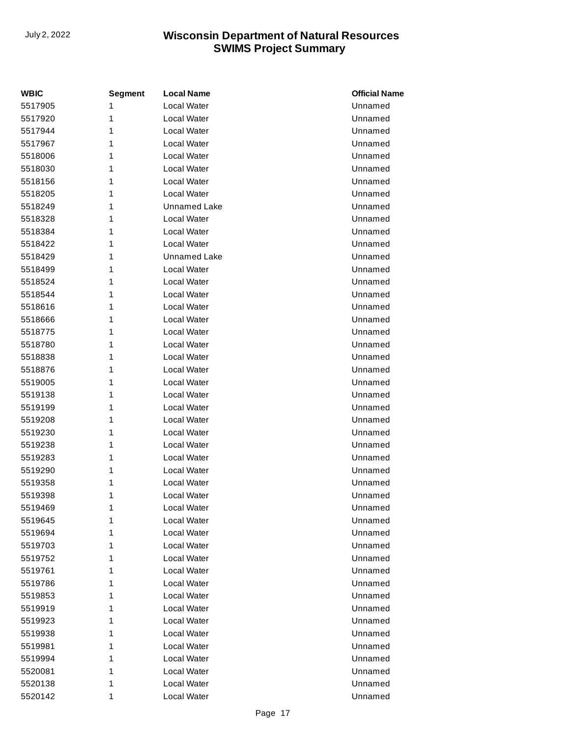| WBIC | Segment | Local Name | Official Name |
| --- | --- | --- | --- |
| 5517905 | 1 | Local Water | Unnamed |
| 5517920 | 1 | Local Water | Unnamed |
| 5517944 | 1 | Local Water | Unnamed |
| 5517967 | 1 | Local Water | Unnamed |
| 5518006 | 1 | Local Water | Unnamed |
| 5518030 | 1 | Local Water | Unnamed |
| 5518156 | 1 | Local Water | Unnamed |
| 5518205 | 1 | Local Water | Unnamed |
| 5518249 | 1 | Unnamed Lake | Unnamed |
| 5518328 | 1 | Local Water | Unnamed |
| 5518384 | 1 | Local Water | Unnamed |
| 5518422 | 1 | Local Water | Unnamed |
| 5518429 | 1 | Unnamed Lake | Unnamed |
| 5518499 | 1 | Local Water | Unnamed |
| 5518524 | 1 | Local Water | Unnamed |
| 5518544 | 1 | Local Water | Unnamed |
| 5518616 | 1 | Local Water | Unnamed |
| 5518666 | 1 | Local Water | Unnamed |
| 5518775 | 1 | Local Water | Unnamed |
| 5518780 | 1 | Local Water | Unnamed |
| 5518838 | 1 | Local Water | Unnamed |
| 5518876 | 1 | Local Water | Unnamed |
| 5519005 | 1 | Local Water | Unnamed |
| 5519138 | 1 | Local Water | Unnamed |
| 5519199 | 1 | Local Water | Unnamed |
| 5519208 | 1 | Local Water | Unnamed |
| 5519230 | 1 | Local Water | Unnamed |
| 5519238 | 1 | Local Water | Unnamed |
| 5519283 | 1 | Local Water | Unnamed |
| 5519290 | 1 | Local Water | Unnamed |
| 5519358 | 1 | Local Water | Unnamed |
| 5519398 | 1 | Local Water | Unnamed |
| 5519469 | 1 | Local Water | Unnamed |
| 5519645 | 1 | Local Water | Unnamed |
| 5519694 | 1 | Local Water | Unnamed |
| 5519703 | 1 | Local Water | Unnamed |
| 5519752 | 1 | Local Water | Unnamed |
| 5519761 | 1 | Local Water | Unnamed |
| 5519786 | 1 | Local Water | Unnamed |
| 5519853 | 1 | Local Water | Unnamed |
| 5519919 | 1 | Local Water | Unnamed |
| 5519923 | 1 | Local Water | Unnamed |
| 5519938 | 1 | Local Water | Unnamed |
| 5519981 | 1 | Local Water | Unnamed |
| 5519994 | 1 | Local Water | Unnamed |
| 5520081 | 1 | Local Water | Unnamed |
| 5520138 | 1 | Local Water | Unnamed |
| 5520142 | 1 | Local Water | Unnamed |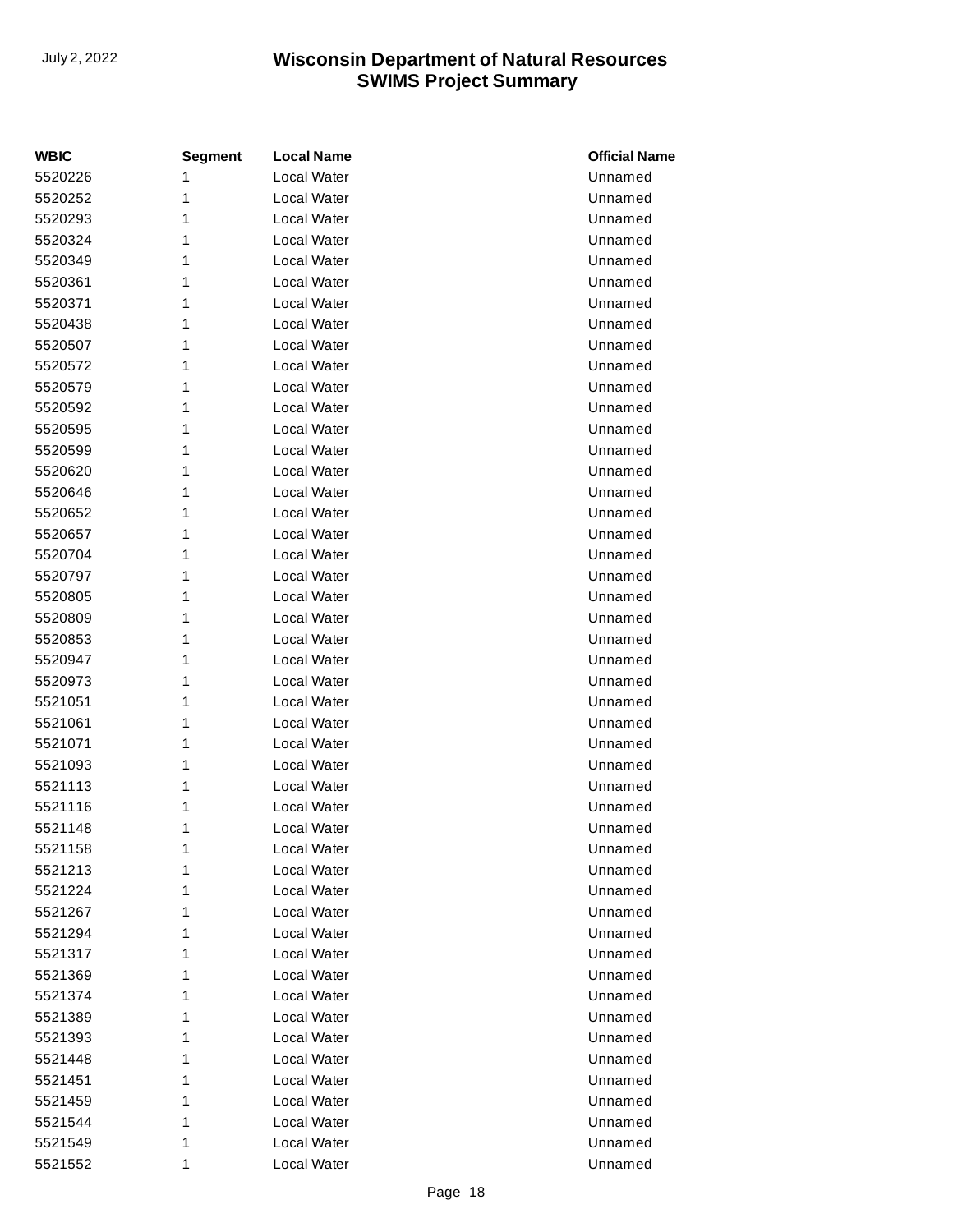| WBIC | Segment | Local Name | Official Name |
|---|---|---|---|
| 5520226 | 1 | Local Water | Unnamed |
| 5520252 | 1 | Local Water | Unnamed |
| 5520293 | 1 | Local Water | Unnamed |
| 5520324 | 1 | Local Water | Unnamed |
| 5520349 | 1 | Local Water | Unnamed |
| 5520361 | 1 | Local Water | Unnamed |
| 5520371 | 1 | Local Water | Unnamed |
| 5520438 | 1 | Local Water | Unnamed |
| 5520507 | 1 | Local Water | Unnamed |
| 5520572 | 1 | Local Water | Unnamed |
| 5520579 | 1 | Local Water | Unnamed |
| 5520592 | 1 | Local Water | Unnamed |
| 5520595 | 1 | Local Water | Unnamed |
| 5520599 | 1 | Local Water | Unnamed |
| 5520620 | 1 | Local Water | Unnamed |
| 5520646 | 1 | Local Water | Unnamed |
| 5520652 | 1 | Local Water | Unnamed |
| 5520657 | 1 | Local Water | Unnamed |
| 5520704 | 1 | Local Water | Unnamed |
| 5520797 | 1 | Local Water | Unnamed |
| 5520805 | 1 | Local Water | Unnamed |
| 5520809 | 1 | Local Water | Unnamed |
| 5520853 | 1 | Local Water | Unnamed |
| 5520947 | 1 | Local Water | Unnamed |
| 5520973 | 1 | Local Water | Unnamed |
| 5521051 | 1 | Local Water | Unnamed |
| 5521061 | 1 | Local Water | Unnamed |
| 5521071 | 1 | Local Water | Unnamed |
| 5521093 | 1 | Local Water | Unnamed |
| 5521113 | 1 | Local Water | Unnamed |
| 5521116 | 1 | Local Water | Unnamed |
| 5521148 | 1 | Local Water | Unnamed |
| 5521158 | 1 | Local Water | Unnamed |
| 5521213 | 1 | Local Water | Unnamed |
| 5521224 | 1 | Local Water | Unnamed |
| 5521267 | 1 | Local Water | Unnamed |
| 5521294 | 1 | Local Water | Unnamed |
| 5521317 | 1 | Local Water | Unnamed |
| 5521369 | 1 | Local Water | Unnamed |
| 5521374 | 1 | Local Water | Unnamed |
| 5521389 | 1 | Local Water | Unnamed |
| 5521393 | 1 | Local Water | Unnamed |
| 5521448 | 1 | Local Water | Unnamed |
| 5521451 | 1 | Local Water | Unnamed |
| 5521459 | 1 | Local Water | Unnamed |
| 5521544 | 1 | Local Water | Unnamed |
| 5521549 | 1 | Local Water | Unnamed |
| 5521552 | 1 | Local Water | Unnamed |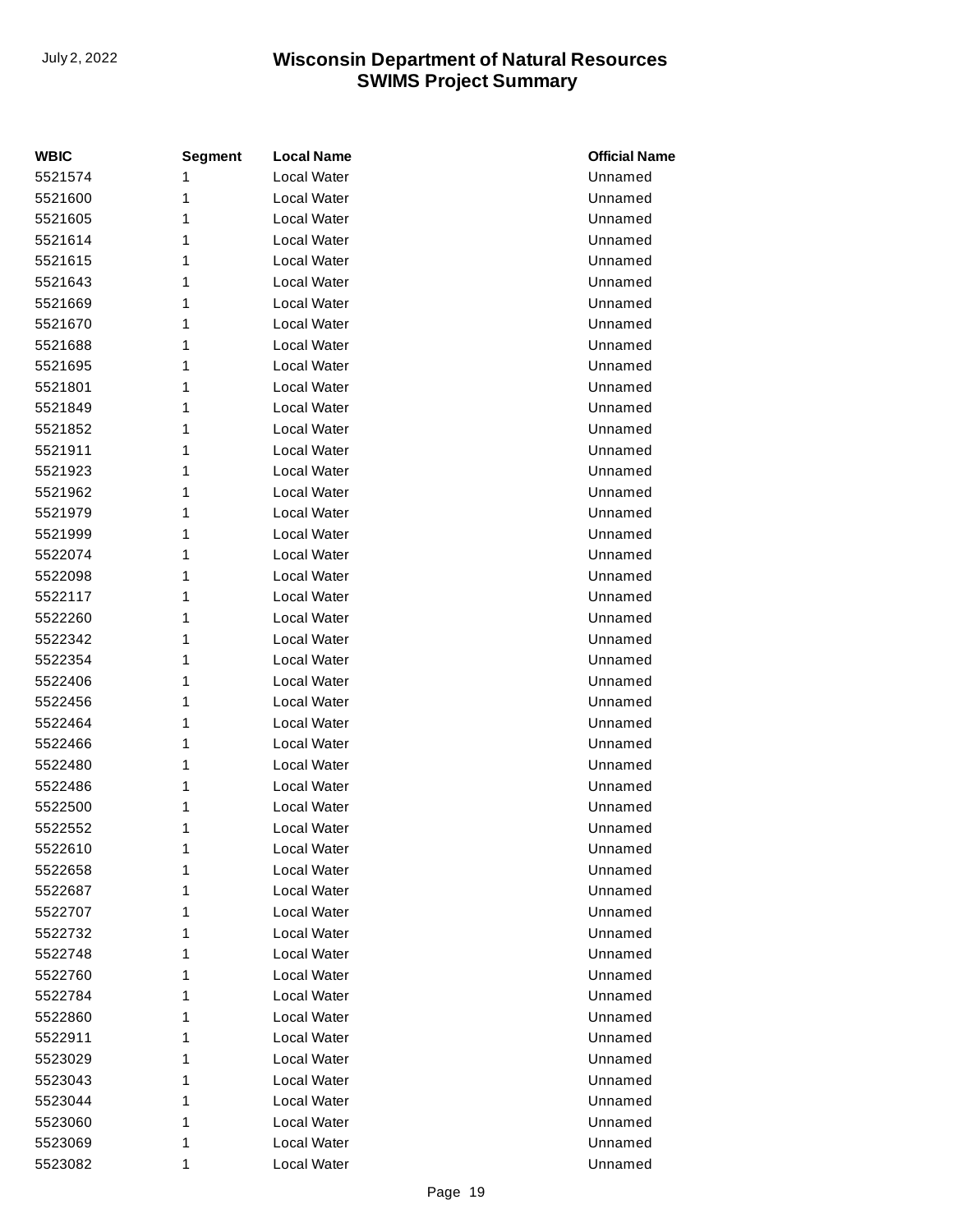| WBIC | Segment | Local Name | Official Name |
|---|---|---|---|
| 5521574 | 1 | Local Water | Unnamed |
| 5521600 | 1 | Local Water | Unnamed |
| 5521605 | 1 | Local Water | Unnamed |
| 5521614 | 1 | Local Water | Unnamed |
| 5521615 | 1 | Local Water | Unnamed |
| 5521643 | 1 | Local Water | Unnamed |
| 5521669 | 1 | Local Water | Unnamed |
| 5521670 | 1 | Local Water | Unnamed |
| 5521688 | 1 | Local Water | Unnamed |
| 5521695 | 1 | Local Water | Unnamed |
| 5521801 | 1 | Local Water | Unnamed |
| 5521849 | 1 | Local Water | Unnamed |
| 5521852 | 1 | Local Water | Unnamed |
| 5521911 | 1 | Local Water | Unnamed |
| 5521923 | 1 | Local Water | Unnamed |
| 5521962 | 1 | Local Water | Unnamed |
| 5521979 | 1 | Local Water | Unnamed |
| 5521999 | 1 | Local Water | Unnamed |
| 5522074 | 1 | Local Water | Unnamed |
| 5522098 | 1 | Local Water | Unnamed |
| 5522117 | 1 | Local Water | Unnamed |
| 5522260 | 1 | Local Water | Unnamed |
| 5522342 | 1 | Local Water | Unnamed |
| 5522354 | 1 | Local Water | Unnamed |
| 5522406 | 1 | Local Water | Unnamed |
| 5522456 | 1 | Local Water | Unnamed |
| 5522464 | 1 | Local Water | Unnamed |
| 5522466 | 1 | Local Water | Unnamed |
| 5522480 | 1 | Local Water | Unnamed |
| 5522486 | 1 | Local Water | Unnamed |
| 5522500 | 1 | Local Water | Unnamed |
| 5522552 | 1 | Local Water | Unnamed |
| 5522610 | 1 | Local Water | Unnamed |
| 5522658 | 1 | Local Water | Unnamed |
| 5522687 | 1 | Local Water | Unnamed |
| 5522707 | 1 | Local Water | Unnamed |
| 5522732 | 1 | Local Water | Unnamed |
| 5522748 | 1 | Local Water | Unnamed |
| 5522760 | 1 | Local Water | Unnamed |
| 5522784 | 1 | Local Water | Unnamed |
| 5522860 | 1 | Local Water | Unnamed |
| 5522911 | 1 | Local Water | Unnamed |
| 5523029 | 1 | Local Water | Unnamed |
| 5523043 | 1 | Local Water | Unnamed |
| 5523044 | 1 | Local Water | Unnamed |
| 5523060 | 1 | Local Water | Unnamed |
| 5523069 | 1 | Local Water | Unnamed |
| 5523082 | 1 | Local Water | Unnamed |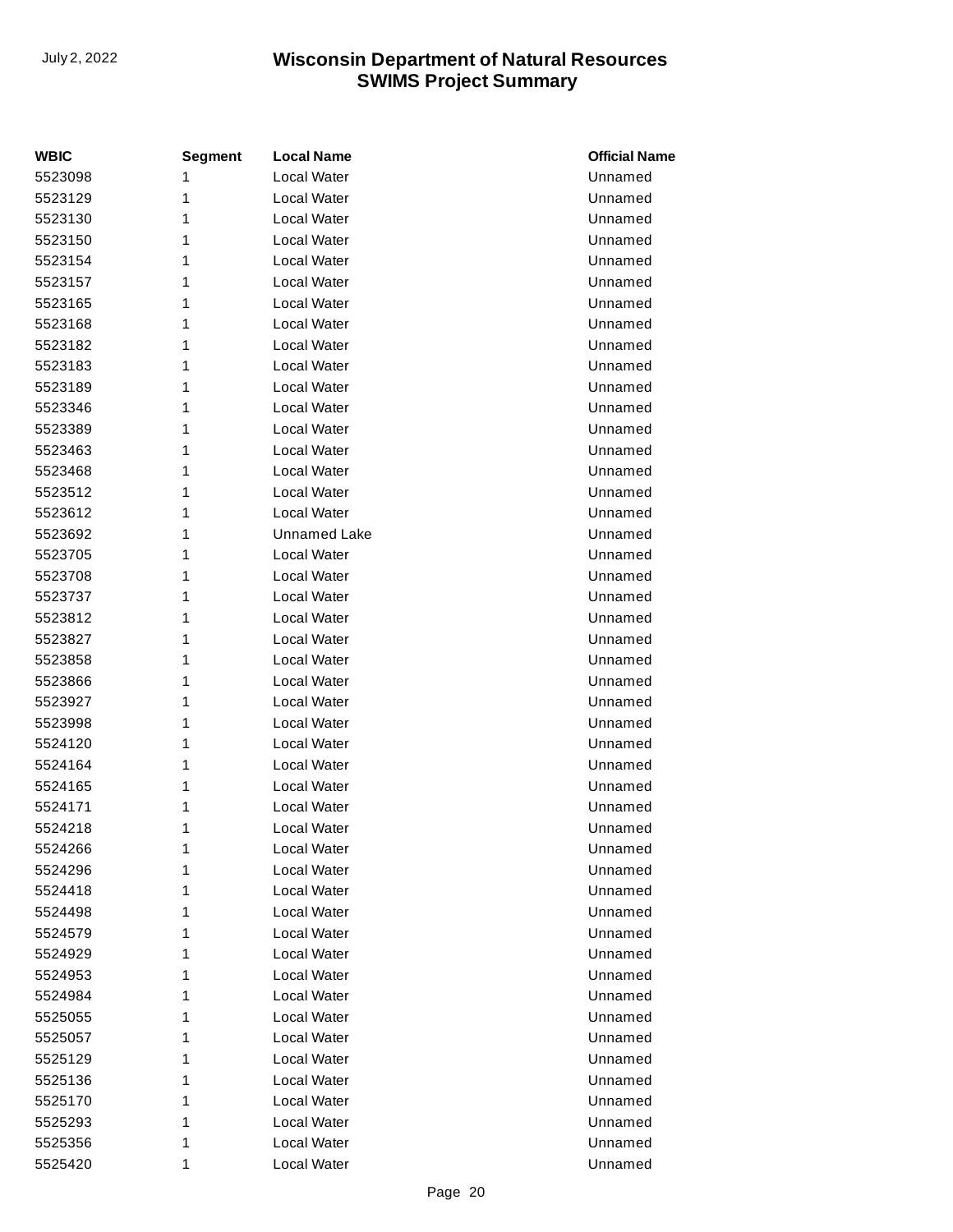| WBIC | Segment | Local Name | Official Name |
| --- | --- | --- | --- |
| 5523098 | 1 | Local Water | Unnamed |
| 5523129 | 1 | Local Water | Unnamed |
| 5523130 | 1 | Local Water | Unnamed |
| 5523150 | 1 | Local Water | Unnamed |
| 5523154 | 1 | Local Water | Unnamed |
| 5523157 | 1 | Local Water | Unnamed |
| 5523165 | 1 | Local Water | Unnamed |
| 5523168 | 1 | Local Water | Unnamed |
| 5523182 | 1 | Local Water | Unnamed |
| 5523183 | 1 | Local Water | Unnamed |
| 5523189 | 1 | Local Water | Unnamed |
| 5523346 | 1 | Local Water | Unnamed |
| 5523389 | 1 | Local Water | Unnamed |
| 5523463 | 1 | Local Water | Unnamed |
| 5523468 | 1 | Local Water | Unnamed |
| 5523512 | 1 | Local Water | Unnamed |
| 5523612 | 1 | Local Water | Unnamed |
| 5523692 | 1 | Unnamed Lake | Unnamed |
| 5523705 | 1 | Local Water | Unnamed |
| 5523708 | 1 | Local Water | Unnamed |
| 5523737 | 1 | Local Water | Unnamed |
| 5523812 | 1 | Local Water | Unnamed |
| 5523827 | 1 | Local Water | Unnamed |
| 5523858 | 1 | Local Water | Unnamed |
| 5523866 | 1 | Local Water | Unnamed |
| 5523927 | 1 | Local Water | Unnamed |
| 5523998 | 1 | Local Water | Unnamed |
| 5524120 | 1 | Local Water | Unnamed |
| 5524164 | 1 | Local Water | Unnamed |
| 5524165 | 1 | Local Water | Unnamed |
| 5524171 | 1 | Local Water | Unnamed |
| 5524218 | 1 | Local Water | Unnamed |
| 5524266 | 1 | Local Water | Unnamed |
| 5524296 | 1 | Local Water | Unnamed |
| 5524418 | 1 | Local Water | Unnamed |
| 5524498 | 1 | Local Water | Unnamed |
| 5524579 | 1 | Local Water | Unnamed |
| 5524929 | 1 | Local Water | Unnamed |
| 5524953 | 1 | Local Water | Unnamed |
| 5524984 | 1 | Local Water | Unnamed |
| 5525055 | 1 | Local Water | Unnamed |
| 5525057 | 1 | Local Water | Unnamed |
| 5525129 | 1 | Local Water | Unnamed |
| 5525136 | 1 | Local Water | Unnamed |
| 5525170 | 1 | Local Water | Unnamed |
| 5525293 | 1 | Local Water | Unnamed |
| 5525356 | 1 | Local Water | Unnamed |
| 5525420 | 1 | Local Water | Unnamed |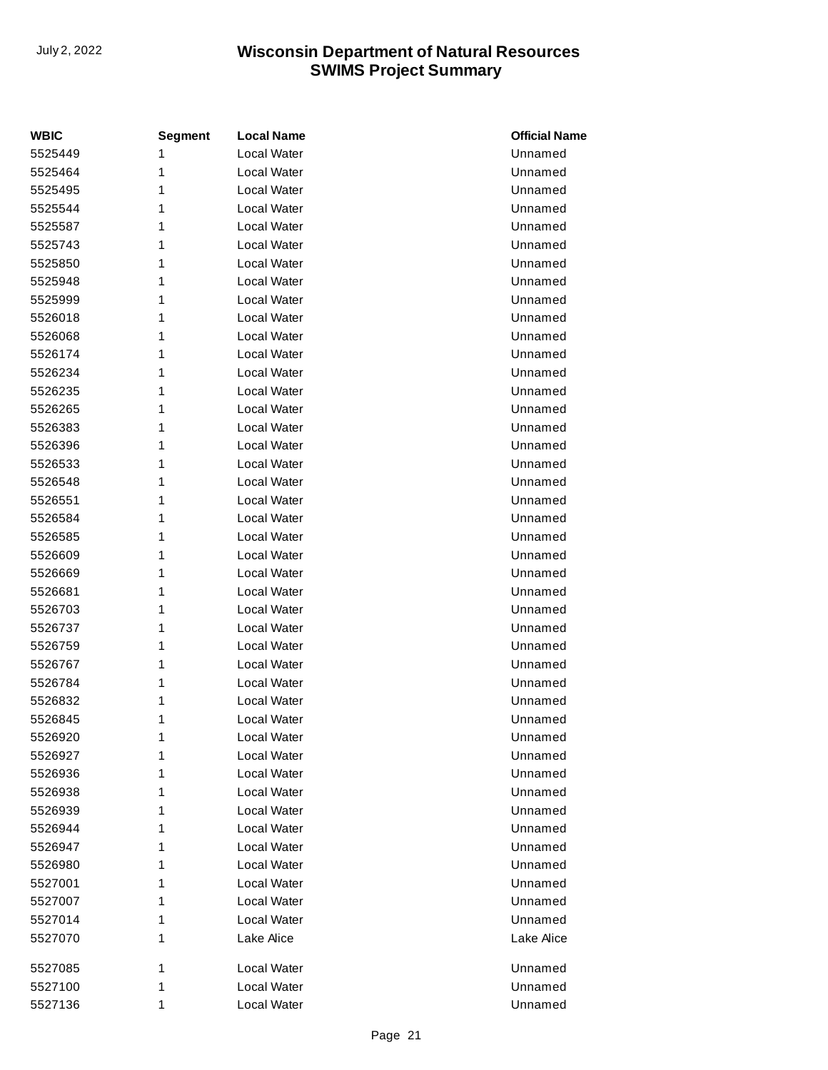| WBIC | Segment | Local Name | Official Name |
|---|---|---|---|
| 5525449 | 1 | Local Water | Unnamed |
| 5525464 | 1 | Local Water | Unnamed |
| 5525495 | 1 | Local Water | Unnamed |
| 5525544 | 1 | Local Water | Unnamed |
| 5525587 | 1 | Local Water | Unnamed |
| 5525743 | 1 | Local Water | Unnamed |
| 5525850 | 1 | Local Water | Unnamed |
| 5525948 | 1 | Local Water | Unnamed |
| 5525999 | 1 | Local Water | Unnamed |
| 5526018 | 1 | Local Water | Unnamed |
| 5526068 | 1 | Local Water | Unnamed |
| 5526174 | 1 | Local Water | Unnamed |
| 5526234 | 1 | Local Water | Unnamed |
| 5526235 | 1 | Local Water | Unnamed |
| 5526265 | 1 | Local Water | Unnamed |
| 5526383 | 1 | Local Water | Unnamed |
| 5526396 | 1 | Local Water | Unnamed |
| 5526533 | 1 | Local Water | Unnamed |
| 5526548 | 1 | Local Water | Unnamed |
| 5526551 | 1 | Local Water | Unnamed |
| 5526584 | 1 | Local Water | Unnamed |
| 5526585 | 1 | Local Water | Unnamed |
| 5526609 | 1 | Local Water | Unnamed |
| 5526669 | 1 | Local Water | Unnamed |
| 5526681 | 1 | Local Water | Unnamed |
| 5526703 | 1 | Local Water | Unnamed |
| 5526737 | 1 | Local Water | Unnamed |
| 5526759 | 1 | Local Water | Unnamed |
| 5526767 | 1 | Local Water | Unnamed |
| 5526784 | 1 | Local Water | Unnamed |
| 5526832 | 1 | Local Water | Unnamed |
| 5526845 | 1 | Local Water | Unnamed |
| 5526920 | 1 | Local Water | Unnamed |
| 5526927 | 1 | Local Water | Unnamed |
| 5526936 | 1 | Local Water | Unnamed |
| 5526938 | 1 | Local Water | Unnamed |
| 5526939 | 1 | Local Water | Unnamed |
| 5526944 | 1 | Local Water | Unnamed |
| 5526947 | 1 | Local Water | Unnamed |
| 5526980 | 1 | Local Water | Unnamed |
| 5527001 | 1 | Local Water | Unnamed |
| 5527007 | 1 | Local Water | Unnamed |
| 5527014 | 1 | Local Water | Unnamed |
| 5527070 | 1 | Lake Alice | Lake Alice |
| 5527085 | 1 | Local Water | Unnamed |
| 5527100 | 1 | Local Water | Unnamed |
| 5527136 | 1 | Local Water | Unnamed |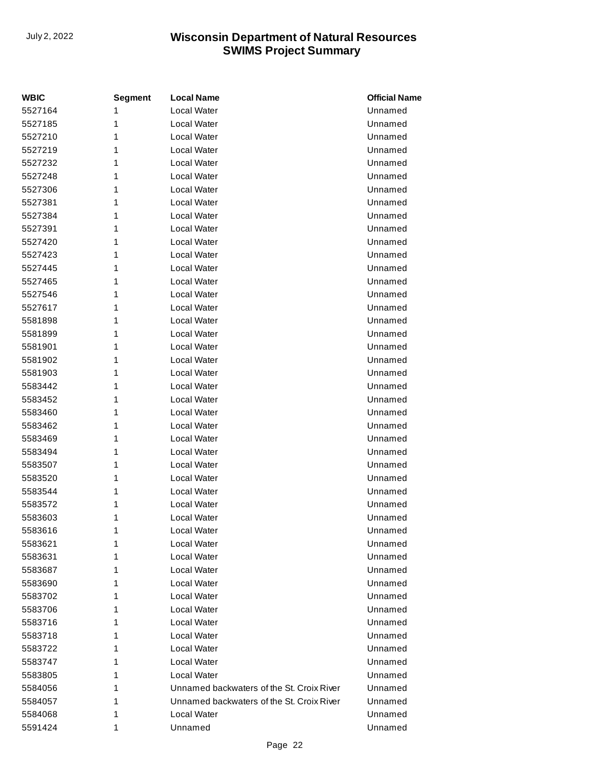| WBIC | Segment | Local Name | Official Name |
|---|---|---|---|
| 5527164 | 1 | Local Water | Unnamed |
| 5527185 | 1 | Local Water | Unnamed |
| 5527210 | 1 | Local Water | Unnamed |
| 5527219 | 1 | Local Water | Unnamed |
| 5527232 | 1 | Local Water | Unnamed |
| 5527248 | 1 | Local Water | Unnamed |
| 5527306 | 1 | Local Water | Unnamed |
| 5527381 | 1 | Local Water | Unnamed |
| 5527384 | 1 | Local Water | Unnamed |
| 5527391 | 1 | Local Water | Unnamed |
| 5527420 | 1 | Local Water | Unnamed |
| 5527423 | 1 | Local Water | Unnamed |
| 5527445 | 1 | Local Water | Unnamed |
| 5527465 | 1 | Local Water | Unnamed |
| 5527546 | 1 | Local Water | Unnamed |
| 5527617 | 1 | Local Water | Unnamed |
| 5581898 | 1 | Local Water | Unnamed |
| 5581899 | 1 | Local Water | Unnamed |
| 5581901 | 1 | Local Water | Unnamed |
| 5581902 | 1 | Local Water | Unnamed |
| 5581903 | 1 | Local Water | Unnamed |
| 5583442 | 1 | Local Water | Unnamed |
| 5583452 | 1 | Local Water | Unnamed |
| 5583460 | 1 | Local Water | Unnamed |
| 5583462 | 1 | Local Water | Unnamed |
| 5583469 | 1 | Local Water | Unnamed |
| 5583494 | 1 | Local Water | Unnamed |
| 5583507 | 1 | Local Water | Unnamed |
| 5583520 | 1 | Local Water | Unnamed |
| 5583544 | 1 | Local Water | Unnamed |
| 5583572 | 1 | Local Water | Unnamed |
| 5583603 | 1 | Local Water | Unnamed |
| 5583616 | 1 | Local Water | Unnamed |
| 5583621 | 1 | Local Water | Unnamed |
| 5583631 | 1 | Local Water | Unnamed |
| 5583687 | 1 | Local Water | Unnamed |
| 5583690 | 1 | Local Water | Unnamed |
| 5583702 | 1 | Local Water | Unnamed |
| 5583706 | 1 | Local Water | Unnamed |
| 5583716 | 1 | Local Water | Unnamed |
| 5583718 | 1 | Local Water | Unnamed |
| 5583722 | 1 | Local Water | Unnamed |
| 5583747 | 1 | Local Water | Unnamed |
| 5583805 | 1 | Local Water | Unnamed |
| 5584056 | 1 | Unnamed backwaters of the St. Croix River | Unnamed |
| 5584057 | 1 | Unnamed backwaters of the St. Croix River | Unnamed |
| 5584068 | 1 | Local Water | Unnamed |
| 5591424 | 1 | Unnamed | Unnamed |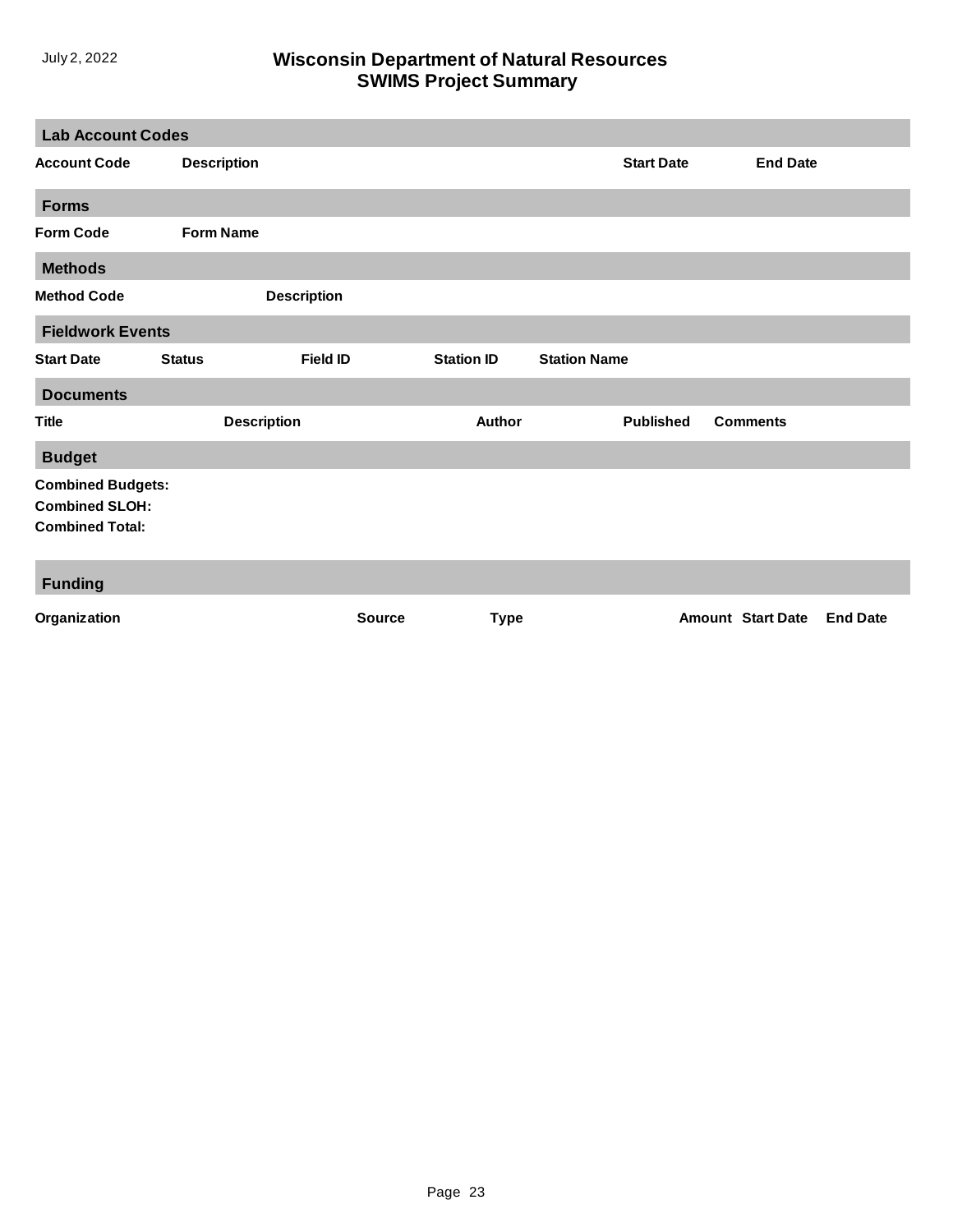## Lab Account Codes

| Account Code | Description | Start Date | End Date |
|---|---|---|---|

## Forms

| Form Code | Form Name |
|---|---|

## Methods

| Method Code | Description |
|---|---|

## Fieldwork Events

| Start Date | Status | Field ID | Station ID | Station Name |
|---|---|---|---|---|

## Documents

| Title | Description | Author | Published | Comments |
|---|---|---|---|---|

## Budget

**Combined Budgets:**
**Combined SLOH:**
**Combined Total:**

## Funding

| Organization | Source | Type | Amount | Start Date | End Date |
|---|---|---|---|---|---|